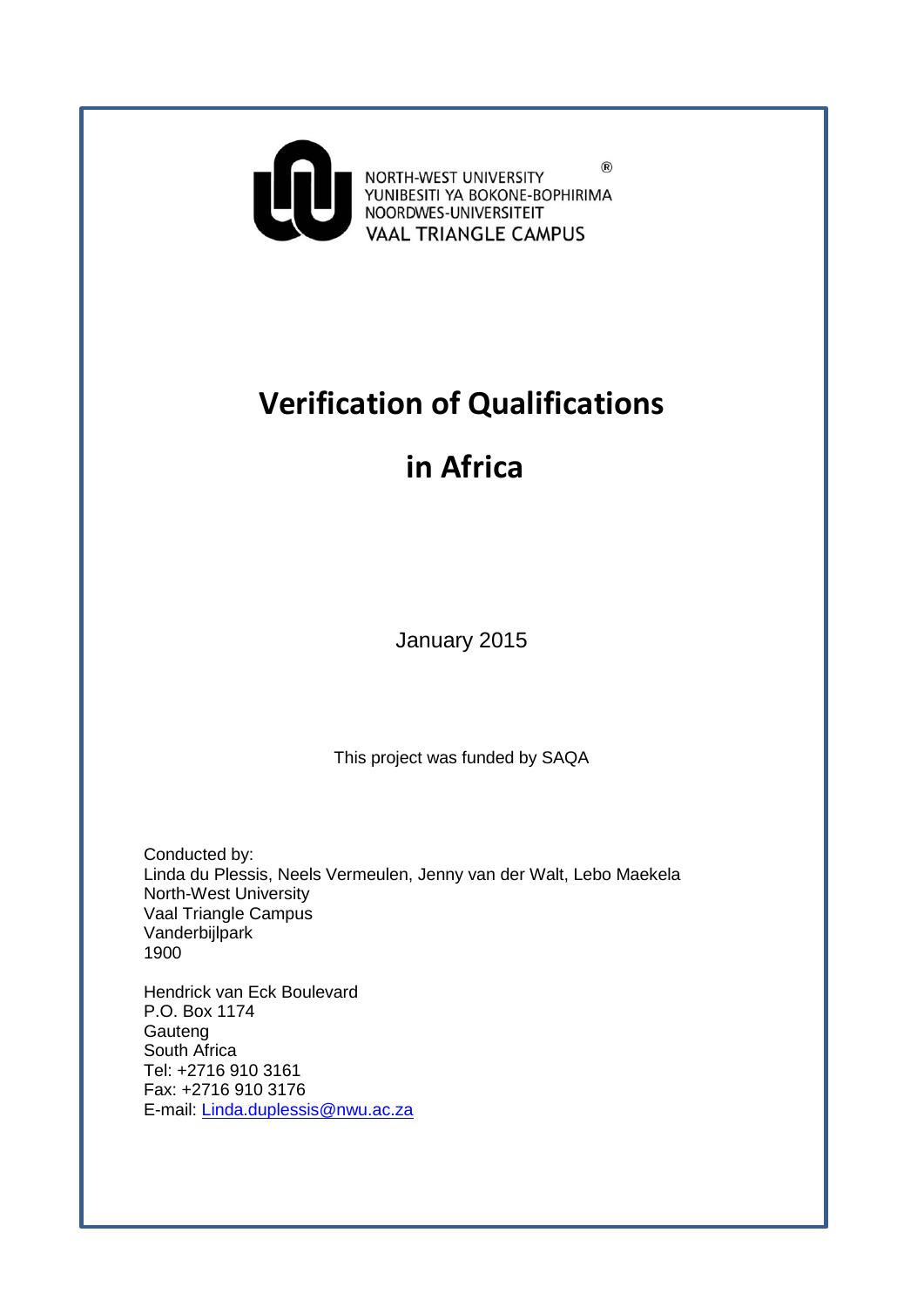NORTH-WEST UNIVERSITY
YUNIBESITI YA BOKONE-BOPHIRIMA
NOORDWES-UNIVERSITEIT
VAAL TRIANGLE CAMPUS

# Verification of Qualifications in Africa

January 2015

This project was funded by SAQA

Conducted by:
Linda du Plessis, Neels Vermeulen, Jenny van der Walt, Lebo Maekela
North-West University
Vaal Triangle Campus
Vanderbijlpark
1900

Hendrick van Eck Boulevard
P.O. Box 1174
Gauteng
South Africa
Tel: +2716 910 3161
Fax: +2716 910 3176
E-mail: Linda.duplessis@nwu.ac.za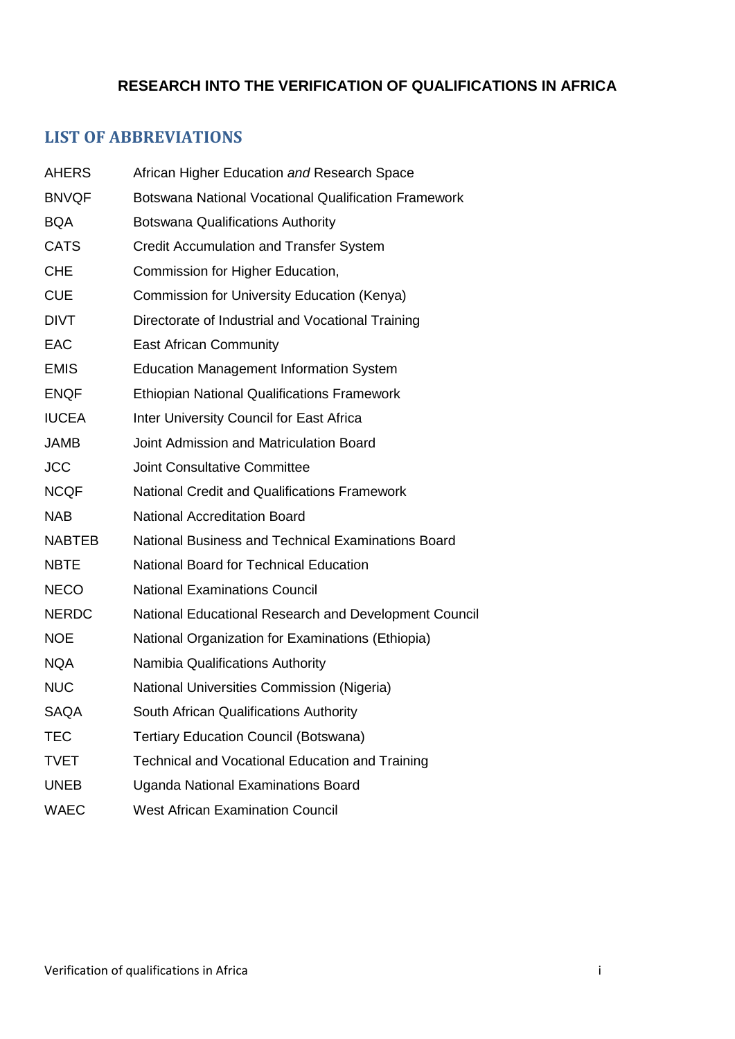**RESEARCH INTO THE VERIFICATION OF QUALIFICATIONS IN AFRICA**

## LIST OF ABBREVIATIONS

| | |
|---|---|
| AHERS | African Higher Education *and* Research Space |
| BNVQF | Botswana National Vocational Qualification Framework |
| BQA | Botswana Qualifications Authority |
| CATS | Credit Accumulation and Transfer System |
| CHE | Commission for Higher Education, |
| CUE | Commission for University Education (Kenya) |
| DIVT | Directorate of Industrial and Vocational Training |
| EAC | East African Community |
| EMIS | Education Management Information System |
| ENQF | Ethiopian National Qualifications Framework |
| IUCEA | Inter University Council for East Africa |
| JAMB | Joint Admission and Matriculation Board |
| JCC | Joint Consultative Committee |
| NCQF | National Credit and Qualifications Framework |
| NAB | National Accreditation Board |
| NABTEB | National Business and Technical Examinations Board |
| NBTE | National Board for Technical Education |
| NECO | National Examinations Council |
| NERDC | National Educational Research and Development Council |
| NOE | National Organization for Examinations (Ethiopia) |
| NQA | Namibia Qualifications Authority |
| NUC | National Universities Commission (Nigeria) |
| SAQA | South African Qualifications Authority |
| TEC | Tertiary Education Council (Botswana) |
| TVET | Technical and Vocational Education and Training |
| UNEB | Uganda National Examinations Board |
| WAEC | West African Examination Council |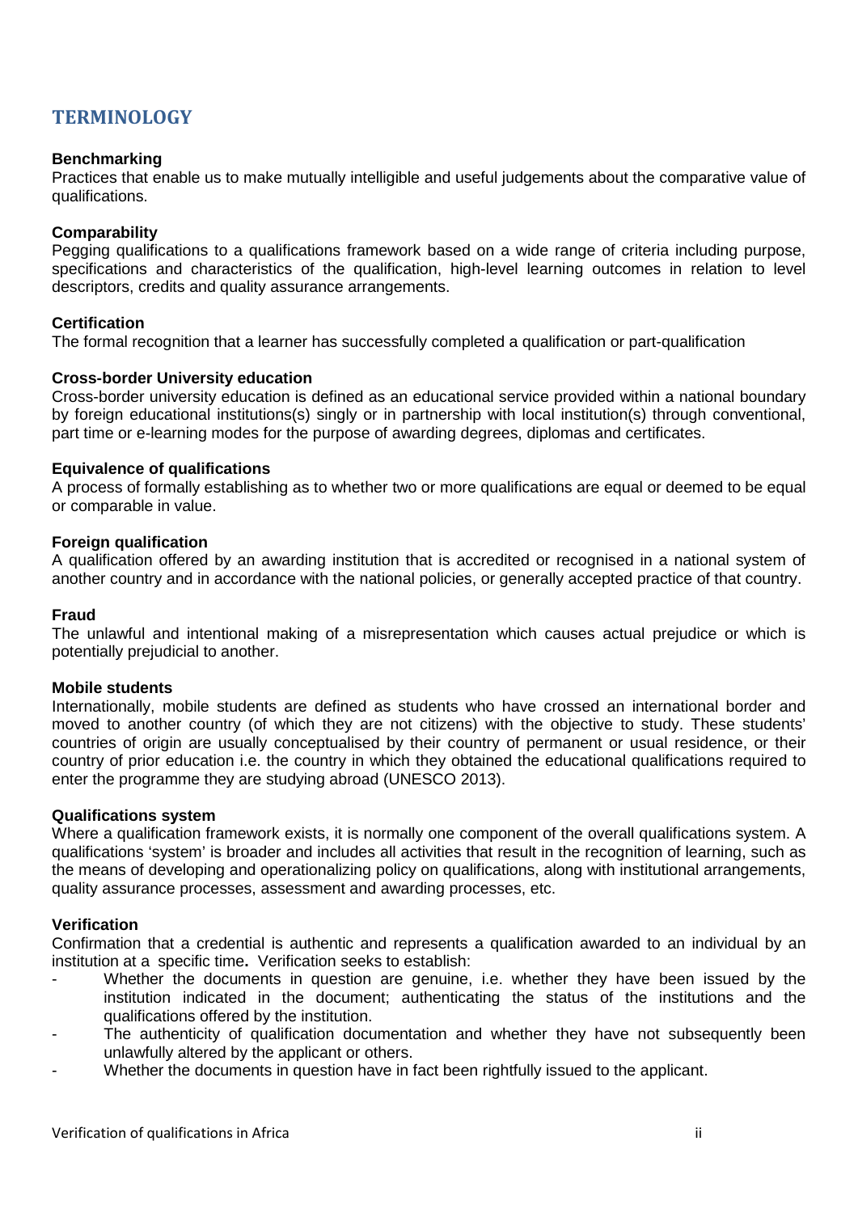## TERMINOLOGY

**Benchmarking**
Practices that enable us to make mutually intelligible and useful judgements about the comparative value of qualifications.

**Comparability**
Pegging qualifications to a qualifications framework based on a wide range of criteria including purpose, specifications and characteristics of the qualification, high-level learning outcomes in relation to level descriptors, credits and quality assurance arrangements.

**Certification**
The formal recognition that a learner has successfully completed a qualification or part-qualification

**Cross-border University education**
Cross-border university education is defined as an educational service provided within a national boundary by foreign educational institutions(s) singly or in partnership with local institution(s) through conventional, part time or e-learning modes for the purpose of awarding degrees, diplomas and certificates.

**Equivalence of qualifications**
A process of formally establishing as to whether two or more qualifications are equal or deemed to be equal or comparable in value.

**Foreign qualification**
A qualification offered by an awarding institution that is accredited or recognised in a national system of another country and in accordance with the national policies, or generally accepted practice of that country.

**Fraud**
The unlawful and intentional making of a misrepresentation which causes actual prejudice or which is potentially prejudicial to another.

**Mobile students**
Internationally, mobile students are defined as students who have crossed an international border and moved to another country (of which they are not citizens) with the objective to study. These students' countries of origin are usually conceptualised by their country of permanent or usual residence, or their country of prior education i.e. the country in which they obtained the educational qualifications required to enter the programme they are studying abroad (UNESCO 2013).

**Qualifications system**
Where a qualification framework exists, it is normally one component of the overall qualifications system. A qualifications 'system' is broader and includes all activities that result in the recognition of learning, such as the means of developing and operationalizing policy on qualifications, along with institutional arrangements, quality assurance processes, assessment and awarding processes, etc.

**Verification**
Confirmation that a credential is authentic and represents a qualification awarded to an individual by an institution at a specific time**.** Verification seeks to establish:

- Whether the documents in question are genuine, i.e. whether they have been issued by the institution indicated in the document; authenticating the status of the institutions and the qualifications offered by the institution.
- The authenticity of qualification documentation and whether they have not subsequently been unlawfully altered by the applicant or others.
- Whether the documents in question have in fact been rightfully issued to the applicant.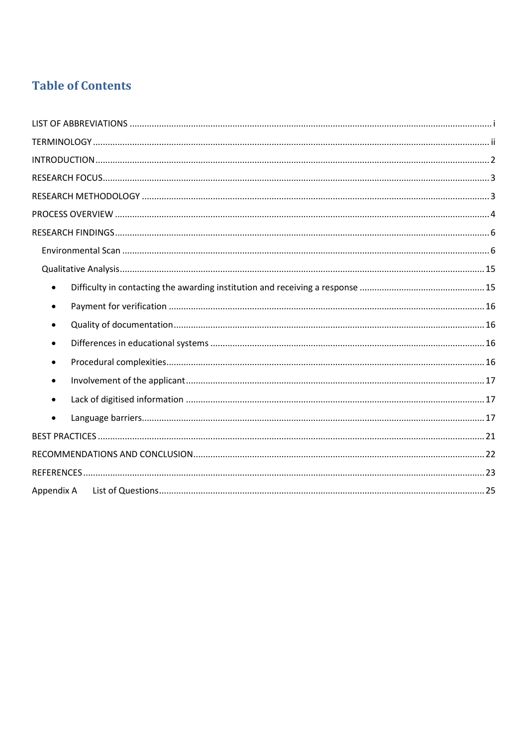# Table of Contents

LIST OF ABBREVIATIONS ........ i

TERMINOLOGY ........ ii

INTRODUCTION ........ 2

RESEARCH FOCUS ........ 3

RESEARCH METHODOLOGY ........ 3

PROCESS OVERVIEW ........ 4

RESEARCH FINDINGS ........ 6

- Environmental Scan ........ 6
- Qualitative Analysis ........ 15
  - Difficulty in contacting the awarding institution and receiving a response ........ 15
  - Payment for verification ........ 16
  - Quality of documentation ........ 16
  - Differences in educational systems ........ 16
  - Procedural complexities ........ 16
  - Involvement of the applicant ........ 17
  - Lack of digitised information ........ 17
  - Language barriers ........ 17

BEST PRACTICES ........ 21

RECOMMENDATIONS AND CONCLUSION ........ 22

REFERENCES ........ 23

Appendix A List of Questions ........ 25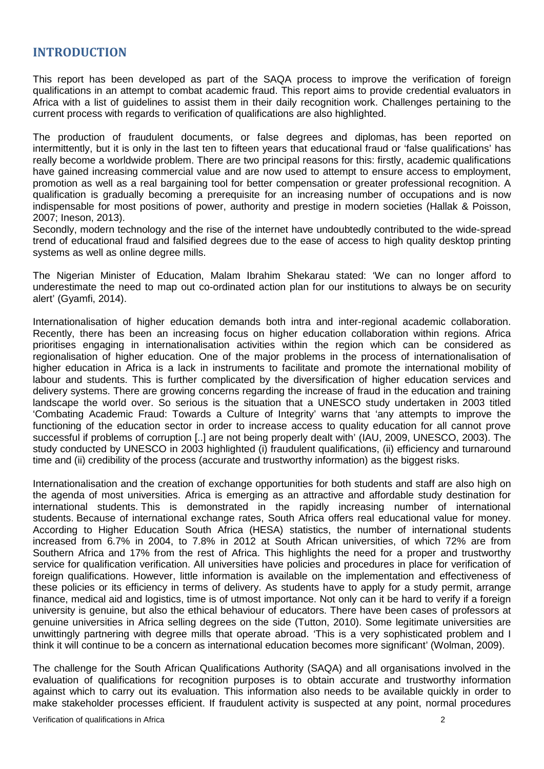## INTRODUCTION

This report has been developed as part of the SAQA process to improve the verification of foreign qualifications in an attempt to combat academic fraud. This report aims to provide credential evaluators in Africa with a list of guidelines to assist them in their daily recognition work. Challenges pertaining to the current process with regards to verification of qualifications are also highlighted.

The production of fraudulent documents, or false degrees and diplomas, has been reported on intermittently, but it is only in the last ten to fifteen years that educational fraud or 'false qualifications' has really become a worldwide problem. There are two principal reasons for this: firstly, academic qualifications have gained increasing commercial value and are now used to attempt to ensure access to employment, promotion as well as a real bargaining tool for better compensation or greater professional recognition. A qualification is gradually becoming a prerequisite for an increasing number of occupations and is now indispensable for most positions of power, authority and prestige in modern societies (Hallak & Poisson, 2007; Ineson, 2013).
Secondly, modern technology and the rise of the internet have undoubtedly contributed to the wide-spread trend of educational fraud and falsified degrees due to the ease of access to high quality desktop printing systems as well as online degree mills.

The Nigerian Minister of Education, Malam Ibrahim Shekarau stated: 'We can no longer afford to underestimate the need to map out co-ordinated action plan for our institutions to always be on security alert' (Gyamfi, 2014).

Internationalisation of higher education demands both intra and inter-regional academic collaboration. Recently, there has been an increasing focus on higher education collaboration within regions. Africa prioritises engaging in internationalisation activities within the region which can be considered as regionalisation of higher education. One of the major problems in the process of internationalisation of higher education in Africa is a lack in instruments to facilitate and promote the international mobility of labour and students. This is further complicated by the diversification of higher education services and delivery systems. There are growing concerns regarding the increase of fraud in the education and training landscape the world over. So serious is the situation that a UNESCO study undertaken in 2003 titled 'Combating Academic Fraud: Towards a Culture of Integrity' warns that 'any attempts to improve the functioning of the education sector in order to increase access to quality education for all cannot prove successful if problems of corruption [..] are not being properly dealt with' (IAU, 2009, UNESCO, 2003). The study conducted by UNESCO in 2003 highlighted (i) fraudulent qualifications, (ii) efficiency and turnaround time and (ii) credibility of the process (accurate and trustworthy information) as the biggest risks.

Internationalisation and the creation of exchange opportunities for both students and staff are also high on the agenda of most universities. Africa is emerging as an attractive and affordable study destination for international students. This is demonstrated in the rapidly increasing number of international students. Because of international exchange rates, South Africa offers real educational value for money. According to Higher Education South Africa (HESA) statistics, the number of international students increased from 6.7% in 2004, to 7.8% in 2012 at South African universities, of which 72% are from Southern Africa and 17% from the rest of Africa. This highlights the need for a proper and trustworthy service for qualification verification. All universities have policies and procedures in place for verification of foreign qualifications. However, little information is available on the implementation and effectiveness of these policies or its efficiency in terms of delivery. As students have to apply for a study permit, arrange finance, medical aid and logistics, time is of utmost importance. Not only can it be hard to verify if a foreign university is genuine, but also the ethical behaviour of educators. There have been cases of professors at genuine universities in Africa selling degrees on the side (Tutton, 2010). Some legitimate universities are unwittingly partnering with degree mills that operate abroad. 'This is a very sophisticated problem and I think it will continue to be a concern as international education becomes more significant' (Wolman, 2009).

The challenge for the South African Qualifications Authority (SAQA) and all organisations involved in the evaluation of qualifications for recognition purposes is to obtain accurate and trustworthy information against which to carry out its evaluation. This information also needs to be available quickly in order to make stakeholder processes efficient. If fraudulent activity is suspected at any point, normal procedures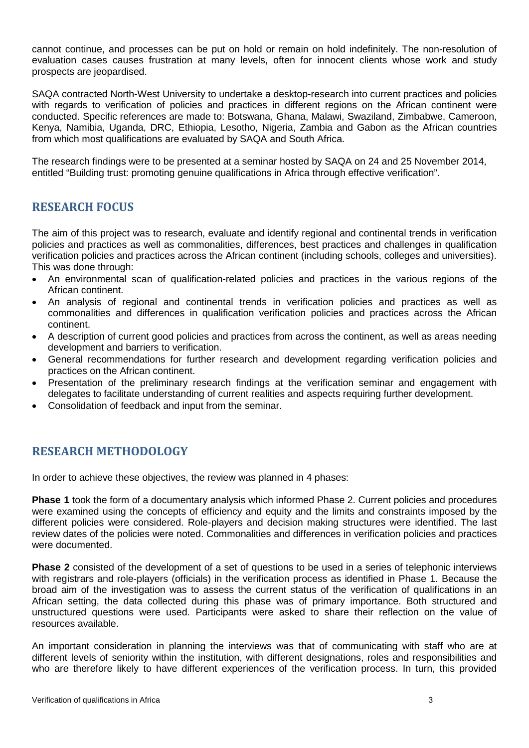cannot continue, and processes can be put on hold or remain on hold indefinitely. The non-resolution of evaluation cases causes frustration at many levels, often for innocent clients whose work and study prospects are jeopardised.

SAQA contracted North-West University to undertake a desktop-research into current practices and policies with regards to verification of policies and practices in different regions on the African continent were conducted. Specific references are made to: Botswana, Ghana, Malawi, Swaziland, Zimbabwe, Cameroon, Kenya, Namibia, Uganda, DRC, Ethiopia, Lesotho, Nigeria, Zambia and Gabon as the African countries from which most qualifications are evaluated by SAQA and South Africa.

The research findings were to be presented at a seminar hosted by SAQA on 24 and 25 November 2014, entitled "Building trust: promoting genuine qualifications in Africa through effective verification".

## RESEARCH FOCUS

The aim of this project was to research, evaluate and identify regional and continental trends in verification policies and practices as well as commonalities, differences, best practices and challenges in qualification verification policies and practices across the African continent (including schools, colleges and universities). This was done through:

- An environmental scan of qualification-related policies and practices in the various regions of the African continent.
- An analysis of regional and continental trends in verification policies and practices as well as commonalities and differences in qualification verification policies and practices across the African continent.
- A description of current good policies and practices from across the continent, as well as areas needing development and barriers to verification.
- General recommendations for further research and development regarding verification policies and practices on the African continent.
- Presentation of the preliminary research findings at the verification seminar and engagement with delegates to facilitate understanding of current realities and aspects requiring further development.
- Consolidation of feedback and input from the seminar.

## RESEARCH METHODOLOGY

In order to achieve these objectives, the review was planned in 4 phases:

**Phase 1** took the form of a documentary analysis which informed Phase 2. Current policies and procedures were examined using the concepts of efficiency and equity and the limits and constraints imposed by the different policies were considered. Role-players and decision making structures were identified. The last review dates of the policies were noted. Commonalities and differences in verification policies and practices were documented.

**Phase 2** consisted of the development of a set of questions to be used in a series of telephonic interviews with registrars and role-players (officials) in the verification process as identified in Phase 1. Because the broad aim of the investigation was to assess the current status of the verification of qualifications in an African setting, the data collected during this phase was of primary importance. Both structured and unstructured questions were used. Participants were asked to share their reflection on the value of resources available.

An important consideration in planning the interviews was that of communicating with staff who are at different levels of seniority within the institution, with different designations, roles and responsibilities and who are therefore likely to have different experiences of the verification process. In turn, this provided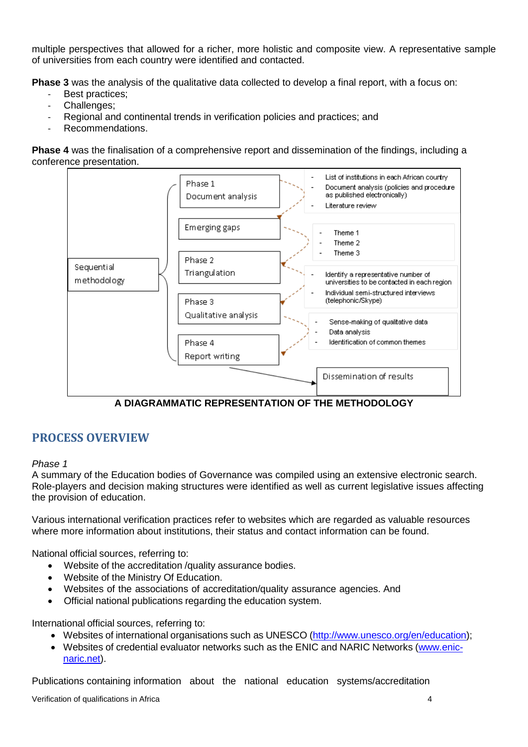multiple perspectives that allowed for a richer, more holistic and composite view. A representative sample of universities from each country were identified and contacted.

**Phase 3** was the analysis of the qualitative data collected to develop a final report, with a focus on:

- Best practices;
- Challenges;
- Regional and continental trends in verification policies and practices; and
- Recommendations.

**Phase 4** was the finalisation of a comprehensive report and dissemination of the findings, including a conference presentation.

Sequential methodology

Phase 1
Document analysis

- List of institutions in each African country
- Document analysis (policies and procedure as published electronically)
- Literature review

Emerging gaps

- Theme 1
- Theme 2
- Theme 3

Phase 2
Triangulation

- Identify a representative number of universities to be contacted in each region
- Individual semi-structured interviews (telephonic/Skype)

Phase 3
Qualitative analysis

- Sense-making of qualitative data
- Data analysis
- Identification of common themes

Phase 4
Report writing

Dissemination of results

**A DIAGRAMMATIC REPRESENTATION OF THE METHODOLOGY**

## PROCESS OVERVIEW

*Phase 1*

A summary of the Education bodies of Governance was compiled using an extensive electronic search. Role-players and decision making structures were identified as well as current legislative issues affecting the provision of education.

Various international verification practices refer to websites which are regarded as valuable resources where more information about institutions, their status and contact information can be found.

National official sources, referring to:

- Website of the accreditation /quality assurance bodies.
- Website of the Ministry Of Education.
- Websites of the associations of accreditation/quality assurance agencies. And
- Official national publications regarding the education system.

International official sources, referring to:

- Websites of international organisations such as UNESCO (http://www.unesco.org/en/education);
- Websites of credential evaluator networks such as the ENIC and NARIC Networks (www.enic-naric.net).

Publications containing information about the national education systems/accreditation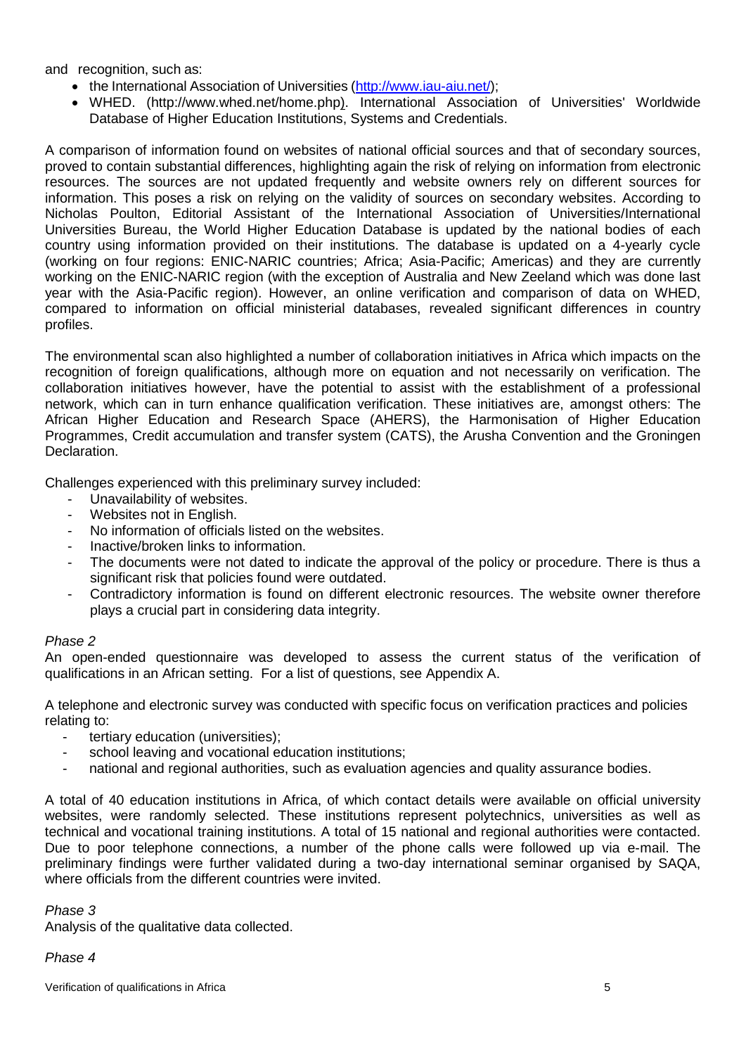and recognition, such as:

- the International Association of Universities (http://www.iau-aiu.net/);
- WHED. (http://www.whed.net/home.php). International Association of Universities' Worldwide Database of Higher Education Institutions, Systems and Credentials.

A comparison of information found on websites of national official sources and that of secondary sources, proved to contain substantial differences, highlighting again the risk of relying on information from electronic resources. The sources are not updated frequently and website owners rely on different sources for information. This poses a risk on relying on the validity of sources on secondary websites. According to Nicholas Poulton, Editorial Assistant of the International Association of Universities/International Universities Bureau, the World Higher Education Database is updated by the national bodies of each country using information provided on their institutions. The database is updated on a 4-yearly cycle (working on four regions: ENIC-NARIC countries; Africa; Asia-Pacific; Americas) and they are currently working on the ENIC-NARIC region (with the exception of Australia and New Zeeland which was done last year with the Asia-Pacific region). However, an online verification and comparison of data on WHED, compared to information on official ministerial databases, revealed significant differences in country profiles.

The environmental scan also highlighted a number of collaboration initiatives in Africa which impacts on the recognition of foreign qualifications, although more on equation and not necessarily on verification. The collaboration initiatives however, have the potential to assist with the establishment of a professional network, which can in turn enhance qualification verification. These initiatives are, amongst others: The African Higher Education and Research Space (AHERS), the Harmonisation of Higher Education Programmes, Credit accumulation and transfer system (CATS), the Arusha Convention and the Groningen Declaration.

Challenges experienced with this preliminary survey included:

- Unavailability of websites.
- Websites not in English.
- No information of officials listed on the websites.
- Inactive/broken links to information.
- The documents were not dated to indicate the approval of the policy or procedure. There is thus a significant risk that policies found were outdated.
- Contradictory information is found on different electronic resources. The website owner therefore plays a crucial part in considering data integrity.

*Phase 2*

An open-ended questionnaire was developed to assess the current status of the verification of qualifications in an African setting. For a list of questions, see Appendix A.

A telephone and electronic survey was conducted with specific focus on verification practices and policies relating to:

- tertiary education (universities);
- school leaving and vocational education institutions;
- national and regional authorities, such as evaluation agencies and quality assurance bodies.

A total of 40 education institutions in Africa, of which contact details were available on official university websites, were randomly selected. These institutions represent polytechnics, universities as well as technical and vocational training institutions. A total of 15 national and regional authorities were contacted. Due to poor telephone connections, a number of the phone calls were followed up via e-mail. The preliminary findings were further validated during a two-day international seminar organised by SAQA, where officials from the different countries were invited.

*Phase 3*

Analysis of the qualitative data collected.

*Phase 4*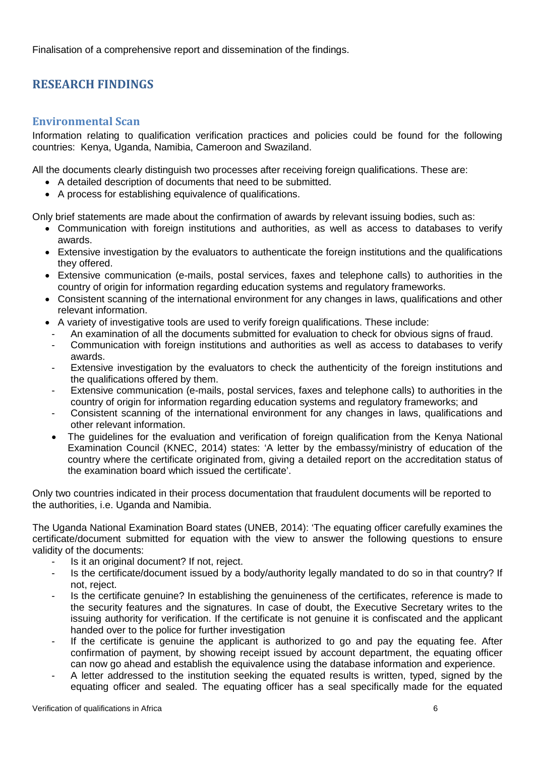Finalisation of a comprehensive report and dissemination of the findings.

# RESEARCH FINDINGS

## Environmental Scan

Information relating to qualification verification practices and policies could be found for the following countries: Kenya, Uganda, Namibia, Cameroon and Swaziland.

All the documents clearly distinguish two processes after receiving foreign qualifications. These are:

- A detailed description of documents that need to be submitted.
- A process for establishing equivalence of qualifications.

Only brief statements are made about the confirmation of awards by relevant issuing bodies, such as:

- Communication with foreign institutions and authorities, as well as access to databases to verify awards.
- Extensive investigation by the evaluators to authenticate the foreign institutions and the qualifications they offered.
- Extensive communication (e-mails, postal services, faxes and telephone calls) to authorities in the country of origin for information regarding education systems and regulatory frameworks.
- Consistent scanning of the international environment for any changes in laws, qualifications and other relevant information.
- A variety of investigative tools are used to verify foreign qualifications. These include:
  - An examination of all the documents submitted for evaluation to check for obvious signs of fraud.
  - Communication with foreign institutions and authorities as well as access to databases to verify awards.
  - Extensive investigation by the evaluators to check the authenticity of the foreign institutions and the qualifications offered by them.
  - Extensive communication (e-mails, postal services, faxes and telephone calls) to authorities in the country of origin for information regarding education systems and regulatory frameworks; and
  - Consistent scanning of the international environment for any changes in laws, qualifications and other relevant information.
- The guidelines for the evaluation and verification of foreign qualification from the Kenya National Examination Council (KNEC, 2014) states: 'A letter by the embassy/ministry of education of the country where the certificate originated from, giving a detailed report on the accreditation status of the examination board which issued the certificate'.

Only two countries indicated in their process documentation that fraudulent documents will be reported to the authorities, i.e. Uganda and Namibia.

The Uganda National Examination Board states (UNEB, 2014): 'The equating officer carefully examines the certificate/document submitted for equation with the view to answer the following questions to ensure validity of the documents:

- Is it an original document? If not, reject.
- Is the certificate/document issued by a body/authority legally mandated to do so in that country? If not, reject.
- Is the certificate genuine? In establishing the genuineness of the certificates, reference is made to the security features and the signatures. In case of doubt, the Executive Secretary writes to the issuing authority for verification. If the certificate is not genuine it is confiscated and the applicant handed over to the police for further investigation
- If the certificate is genuine the applicant is authorized to go and pay the equating fee. After confirmation of payment, by showing receipt issued by account department, the equating officer can now go ahead and establish the equivalence using the database information and experience.
- A letter addressed to the institution seeking the equated results is written, typed, signed by the equating officer and sealed. The equating officer has a seal specifically made for the equated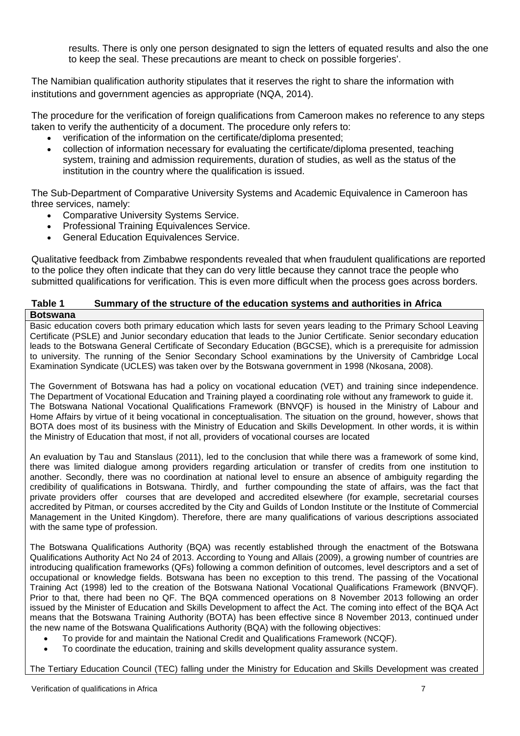results. There is only one person designated to sign the letters of equated results and also the one to keep the seal. These precautions are meant to check on possible forgeries'.

The Namibian qualification authority stipulates that it reserves the right to share the information with institutions and government agencies as appropriate (NQA, 2014).

The procedure for the verification of foreign qualifications from Cameroon makes no reference to any steps taken to verify the authenticity of a document. The procedure only refers to:

- verification of the information on the certificate/diploma presented;
- collection of information necessary for evaluating the certificate/diploma presented, teaching system, training and admission requirements, duration of studies, as well as the status of the institution in the country where the qualification is issued.

The Sub-Department of Comparative University Systems and Academic Equivalence in Cameroon has three services, namely:

- Comparative University Systems Service.
- Professional Training Equivalences Service.
- General Education Equivalences Service.

Qualitative feedback from Zimbabwe respondents revealed that when fraudulent qualifications are reported to the police they often indicate that they can do very little because they cannot trace the people who submitted qualifications for verification. This is even more difficult when the process goes across borders.

**Table 1 Summary of the structure of the education systems and authorities in Africa**

**Botswana**

Basic education covers both primary education which lasts for seven years leading to the Primary School Leaving Certificate (PSLE) and Junior secondary education that leads to the Junior Certificate. Senior secondary education leads to the Botswana General Certificate of Secondary Education (BGCSE), which is a prerequisite for admission to university. The running of the Senior Secondary School examinations by the University of Cambridge Local Examination Syndicate (UCLES) was taken over by the Botswana government in 1998 (Nkosana, 2008).

The Government of Botswana has had a policy on vocational education (VET) and training since independence. The Department of Vocational Education and Training played a coordinating role without any framework to guide it. The Botswana National Vocational Qualifications Framework (BNVQF) is housed in the Ministry of Labour and Home Affairs by virtue of it being vocational in conceptualisation. The situation on the ground, however, shows that BOTA does most of its business with the Ministry of Education and Skills Development. In other words, it is within the Ministry of Education that most, if not all, providers of vocational courses are located

An evaluation by Tau and Stanslaus (2011), led to the conclusion that while there was a framework of some kind, there was limited dialogue among providers regarding articulation or transfer of credits from one institution to another. Secondly, there was no coordination at national level to ensure an absence of ambiguity regarding the credibility of qualifications in Botswana. Thirdly, and further compounding the state of affairs, was the fact that private providers offer courses that are developed and accredited elsewhere (for example, secretarial courses accredited by Pitman, or courses accredited by the City and Guilds of London Institute or the Institute of Commercial Management in the United Kingdom). Therefore, there are many qualifications of various descriptions associated with the same type of profession.

The Botswana Qualifications Authority (BQA) was recently established through the enactment of the Botswana Qualifications Authority Act No 24 of 2013. According to Young and Allais (2009), a growing number of countries are introducing qualification frameworks (QFs) following a common definition of outcomes, level descriptors and a set of occupational or knowledge fields. Botswana has been no exception to this trend. The passing of the Vocational Training Act (1998) led to the creation of the Botswana National Vocational Qualifications Framework (BNVQF). Prior to that, there had been no QF. The BQA commenced operations on 8 November 2013 following an order issued by the Minister of Education and Skills Development to affect the Act. The coming into effect of the BQA Act means that the Botswana Training Authority (BOTA) has been effective since 8 November 2013, continued under the new name of the Botswana Qualifications Authority (BQA) with the following objectives:

- To provide for and maintain the National Credit and Qualifications Framework (NCQF).
- To coordinate the education, training and skills development quality assurance system.

The Tertiary Education Council (TEC) falling under the Ministry for Education and Skills Development was created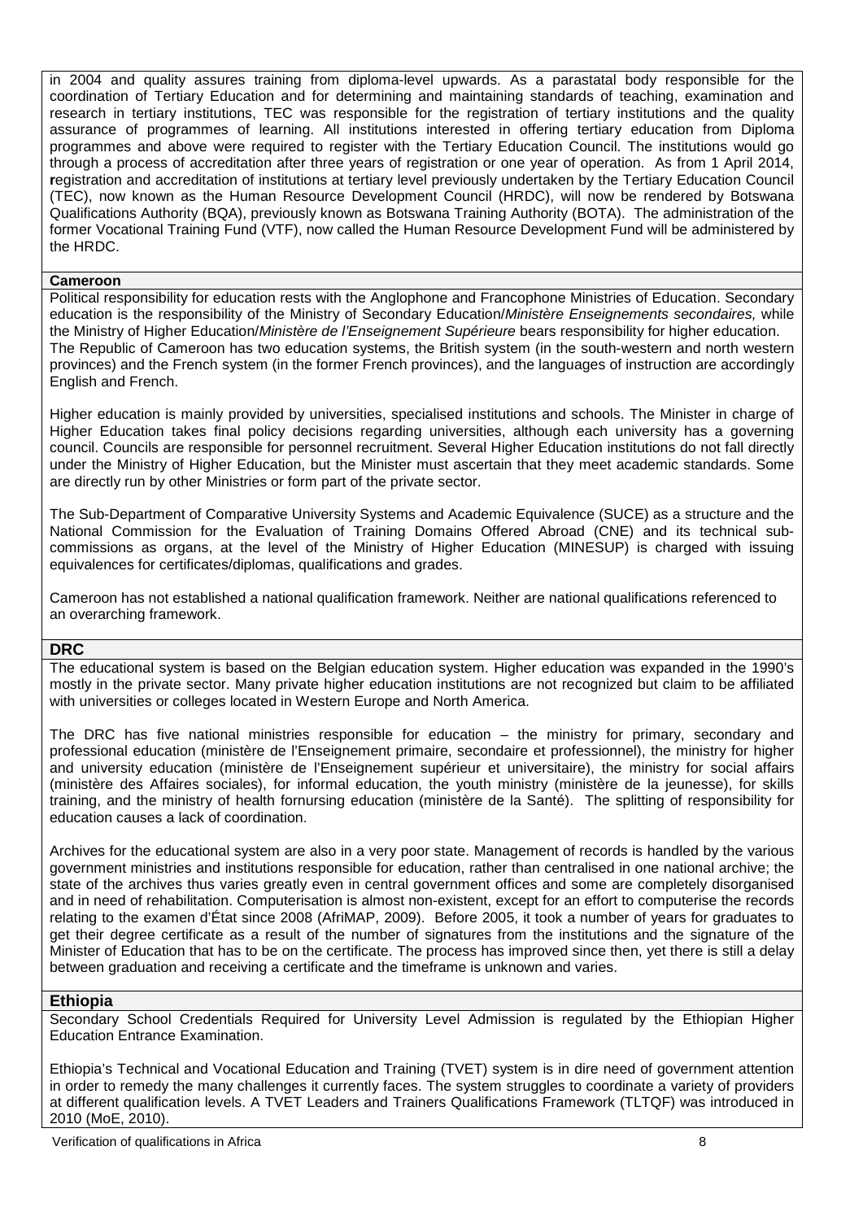in 2004 and quality assures training from diploma-level upwards. As a parastatal body responsible for the coordination of Tertiary Education and for determining and maintaining standards of teaching, examination and research in tertiary institutions, TEC was responsible for the registration of tertiary institutions and the quality assurance of programmes of learning. All institutions interested in offering tertiary education from Diploma programmes and above were required to register with the Tertiary Education Council. The institutions would go through a process of accreditation after three years of registration or one year of operation. As from 1 April 2014, registration and accreditation of institutions at tertiary level previously undertaken by the Tertiary Education Council (TEC), now known as the Human Resource Development Council (HRDC), will now be rendered by Botswana Qualifications Authority (BQA), previously known as Botswana Training Authority (BOTA). The administration of the former Vocational Training Fund (VTF), now called the Human Resource Development Fund will be administered by the HRDC.

### Cameroon

Political responsibility for education rests with the Anglophone and Francophone Ministries of Education. Secondary education is the responsibility of the Ministry of Secondary Education/*Ministère Enseignements secondaires,* while the Ministry of Higher Education/*Ministère de l'Enseignement Supérieure* bears responsibility for higher education. The Republic of Cameroon has two education systems, the British system (in the south-western and north western provinces) and the French system (in the former French provinces), and the languages of instruction are accordingly English and French.

Higher education is mainly provided by universities, specialised institutions and schools. The Minister in charge of Higher Education takes final policy decisions regarding universities, although each university has a governing council. Councils are responsible for personnel recruitment. Several Higher Education institutions do not fall directly under the Ministry of Higher Education, but the Minister must ascertain that they meet academic standards. Some are directly run by other Ministries or form part of the private sector.

The Sub-Department of Comparative University Systems and Academic Equivalence (SUCE) as a structure and the National Commission for the Evaluation of Training Domains Offered Abroad (CNE) and its technical sub-commissions as organs, at the level of the Ministry of Higher Education (MINESUP) is charged with issuing equivalences for certificates/diplomas, qualifications and grades.

Cameroon has not established a national qualification framework. Neither are national qualifications referenced to an overarching framework.

### DRC

The educational system is based on the Belgian education system. Higher education was expanded in the 1990's mostly in the private sector. Many private higher education institutions are not recognized but claim to be affiliated with universities or colleges located in Western Europe and North America.

The DRC has five national ministries responsible for education – the ministry for primary, secondary and professional education (ministère de l'Enseignement primaire, secondaire et professionnel), the ministry for higher and university education (ministère de l'Enseignement supérieur et universitaire), the ministry for social affairs (ministère des Affaires sociales), for informal education, the youth ministry (ministère de la jeunesse), for skills training, and the ministry of health fornursing education (ministère de la Santé). The splitting of responsibility for education causes a lack of coordination.

Archives for the educational system are also in a very poor state. Management of records is handled by the various government ministries and institutions responsible for education, rather than centralised in one national archive; the state of the archives thus varies greatly even in central government offices and some are completely disorganised and in need of rehabilitation. Computerisation is almost non-existent, except for an effort to computerise the records relating to the examen d'État since 2008 (AfriMAP, 2009). Before 2005, it took a number of years for graduates to get their degree certificate as a result of the number of signatures from the institutions and the signature of the Minister of Education that has to be on the certificate. The process has improved since then, yet there is still a delay between graduation and receiving a certificate and the timeframe is unknown and varies.

### Ethiopia

Secondary School Credentials Required for University Level Admission is regulated by the Ethiopian Higher Education Entrance Examination.

Ethiopia's Technical and Vocational Education and Training (TVET) system is in dire need of government attention in order to remedy the many challenges it currently faces. The system struggles to coordinate a variety of providers at different qualification levels. A TVET Leaders and Trainers Qualifications Framework (TLTQF) was introduced in 2010 (MoE, 2010).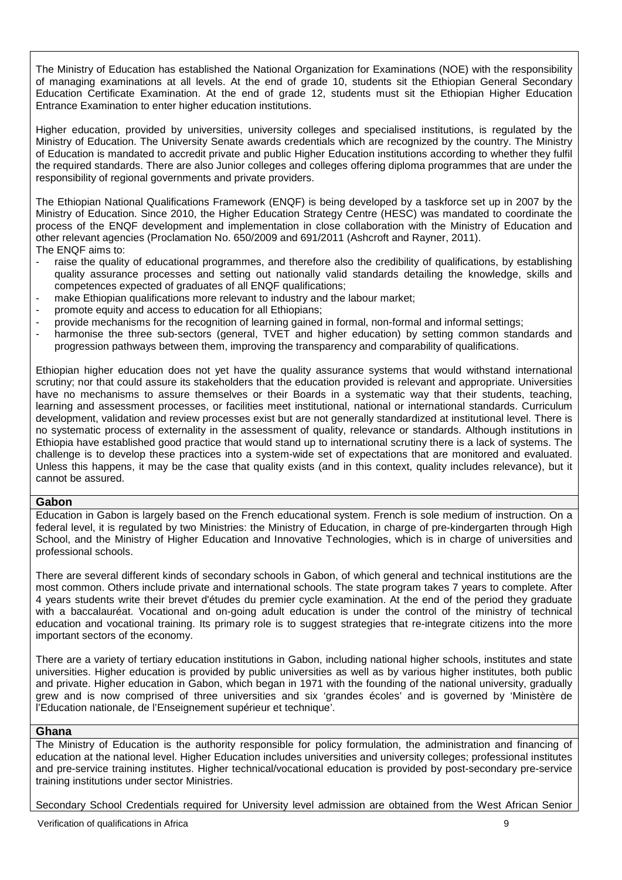The Ministry of Education has established the National Organization for Examinations (NOE) with the responsibility of managing examinations at all levels. At the end of grade 10, students sit the Ethiopian General Secondary Education Certificate Examination. At the end of grade 12, students must sit the Ethiopian Higher Education Entrance Examination to enter higher education institutions.

Higher education, provided by universities, university colleges and specialised institutions, is regulated by the Ministry of Education. The University Senate awards credentials which are recognized by the country. The Ministry of Education is mandated to accredit private and public Higher Education institutions according to whether they fulfil the required standards. There are also Junior colleges and colleges offering diploma programmes that are under the responsibility of regional governments and private providers.

The Ethiopian National Qualifications Framework (ENQF) is being developed by a taskforce set up in 2007 by the Ministry of Education. Since 2010, the Higher Education Strategy Centre (HESC) was mandated to coordinate the process of the ENQF development and implementation in close collaboration with the Ministry of Education and other relevant agencies (Proclamation No. 650/2009 and 691/2011 (Ashcroft and Rayner, 2011).
The ENQF aims to:

- raise the quality of educational programmes, and therefore also the credibility of qualifications, by establishing quality assurance processes and setting out nationally valid standards detailing the knowledge, skills and competences expected of graduates of all ENQF qualifications;
- make Ethiopian qualifications more relevant to industry and the labour market;
- promote equity and access to education for all Ethiopians;
- provide mechanisms for the recognition of learning gained in formal, non-formal and informal settings;
- harmonise the three sub-sectors (general, TVET and higher education) by setting common standards and progression pathways between them, improving the transparency and comparability of qualifications.

Ethiopian higher education does not yet have the quality assurance systems that would withstand international scrutiny; nor that could assure its stakeholders that the education provided is relevant and appropriate. Universities have no mechanisms to assure themselves or their Boards in a systematic way that their students, teaching, learning and assessment processes, or facilities meet institutional, national or international standards. Curriculum development, validation and review processes exist but are not generally standardized at institutional level. There is no systematic process of externality in the assessment of quality, relevance or standards. Although institutions in Ethiopia have established good practice that would stand up to international scrutiny there is a lack of systems. The challenge is to develop these practices into a system-wide set of expectations that are monitored and evaluated. Unless this happens, it may be the case that quality exists (and in this context, quality includes relevance), but it cannot be assured.

## Gabon

Education in Gabon is largely based on the French educational system. French is sole medium of instruction. On a federal level, it is regulated by two Ministries: the Ministry of Education, in charge of pre-kindergarten through High School, and the Ministry of Higher Education and Innovative Technologies, which is in charge of universities and professional schools.

There are several different kinds of secondary schools in Gabon, of which general and technical institutions are the most common. Others include private and international schools. The state program takes 7 years to complete. After 4 years students write their brevet d'études du premier cycle examination. At the end of the period they graduate with a baccalauréat. Vocational and on-going adult education is under the control of the ministry of technical education and vocational training. Its primary role is to suggest strategies that re-integrate citizens into the more important sectors of the economy.

There are a variety of tertiary education institutions in Gabon, including national higher schools, institutes and state universities. Higher education is provided by public universities as well as by various higher institutes, both public and private. Higher education in Gabon, which began in 1971 with the founding of the national university, gradually grew and is now comprised of three universities and six 'grandes écoles' and is governed by 'Ministère de l'Education nationale, de l'Enseignement supérieur et technique'.

## Ghana

The Ministry of Education is the authority responsible for policy formulation, the administration and financing of education at the national level. Higher Education includes universities and university colleges; professional institutes and pre-service training institutes. Higher technical/vocational education is provided by post-secondary pre-service training institutions under sector Ministries.

Secondary School Credentials required for University level admission are obtained from the West African Senior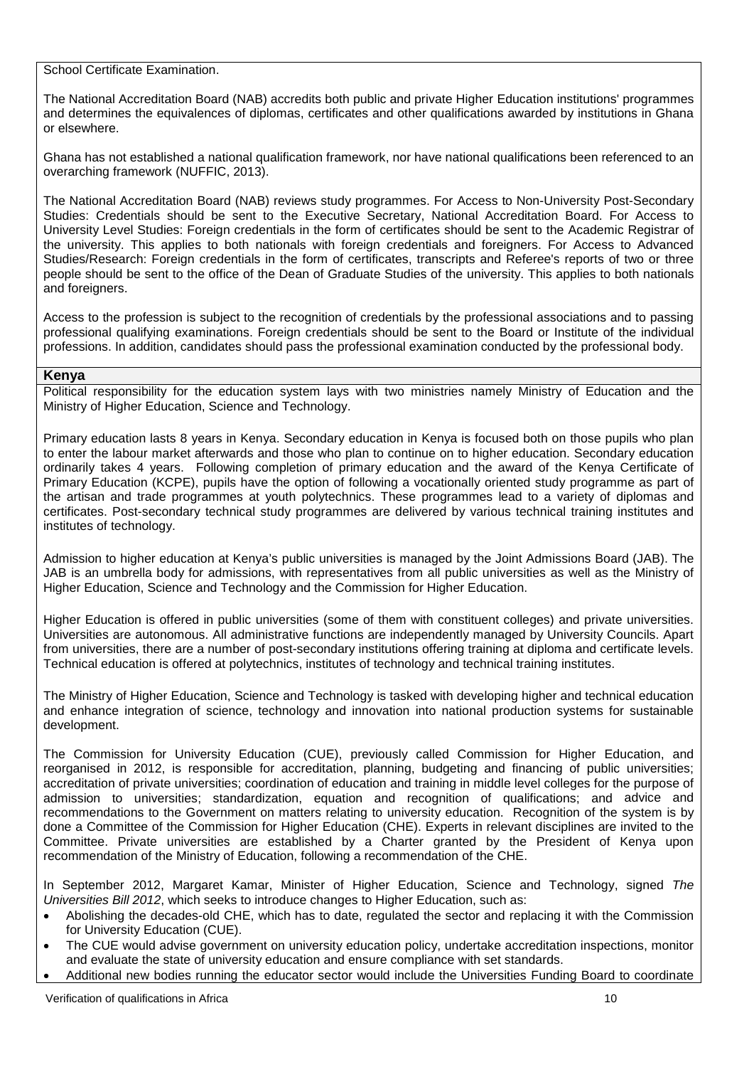School Certificate Examination.

The National Accreditation Board (NAB) accredits both public and private Higher Education institutions' programmes and determines the equivalences of diplomas, certificates and other qualifications awarded by institutions in Ghana or elsewhere.

Ghana has not established a national qualification framework, nor have national qualifications been referenced to an overarching framework (NUFFIC, 2013).

The National Accreditation Board (NAB) reviews study programmes. For Access to Non-University Post-Secondary Studies: Credentials should be sent to the Executive Secretary, National Accreditation Board. For Access to University Level Studies: Foreign credentials in the form of certificates should be sent to the Academic Registrar of the university. This applies to both nationals with foreign credentials and foreigners. For Access to Advanced Studies/Research: Foreign credentials in the form of certificates, transcripts and Referee's reports of two or three people should be sent to the office of the Dean of Graduate Studies of the university. This applies to both nationals and foreigners.

Access to the profession is subject to the recognition of credentials by the professional associations and to passing professional qualifying examinations. Foreign credentials should be sent to the Board or Institute of the individual professions. In addition, candidates should pass the professional examination conducted by the professional body.

## Kenya

Political responsibility for the education system lays with two ministries namely Ministry of Education and the Ministry of Higher Education, Science and Technology.

Primary education lasts 8 years in Kenya. Secondary education in Kenya is focused both on those pupils who plan to enter the labour market afterwards and those who plan to continue on to higher education. Secondary education ordinarily takes 4 years. Following completion of primary education and the award of the Kenya Certificate of Primary Education (KCPE), pupils have the option of following a vocationally oriented study programme as part of the artisan and trade programmes at youth polytechnics. These programmes lead to a variety of diplomas and certificates. Post-secondary technical study programmes are delivered by various technical training institutes and institutes of technology.

Admission to higher education at Kenya's public universities is managed by the Joint Admissions Board (JAB). The JAB is an umbrella body for admissions, with representatives from all public universities as well as the Ministry of Higher Education, Science and Technology and the Commission for Higher Education.

Higher Education is offered in public universities (some of them with constituent colleges) and private universities. Universities are autonomous. All administrative functions are independently managed by University Councils. Apart from universities, there are a number of post-secondary institutions offering training at diploma and certificate levels. Technical education is offered at polytechnics, institutes of technology and technical training institutes.

The Ministry of Higher Education, Science and Technology is tasked with developing higher and technical education and enhance integration of science, technology and innovation into national production systems for sustainable development.

The Commission for University Education (CUE), previously called Commission for Higher Education, and reorganised in 2012, is responsible for accreditation, planning, budgeting and financing of public universities; accreditation of private universities; coordination of education and training in middle level colleges for the purpose of admission to universities; standardization, equation and recognition of qualifications; and advice and recommendations to the Government on matters relating to university education. Recognition of the system is by done a Committee of the Commission for Higher Education (CHE). Experts in relevant disciplines are invited to the Committee. Private universities are established by a Charter granted by the President of Kenya upon recommendation of the Ministry of Education, following a recommendation of the CHE.

In September 2012, Margaret Kamar, Minister of Higher Education, Science and Technology, signed *The Universities Bill 2012*, which seeks to introduce changes to Higher Education, such as:

- Abolishing the decades-old CHE, which has to date, regulated the sector and replacing it with the Commission for University Education (CUE).
- The CUE would advise government on university education policy, undertake accreditation inspections, monitor and evaluate the state of university education and ensure compliance with set standards.
- Additional new bodies running the educator sector would include the Universities Funding Board to coordinate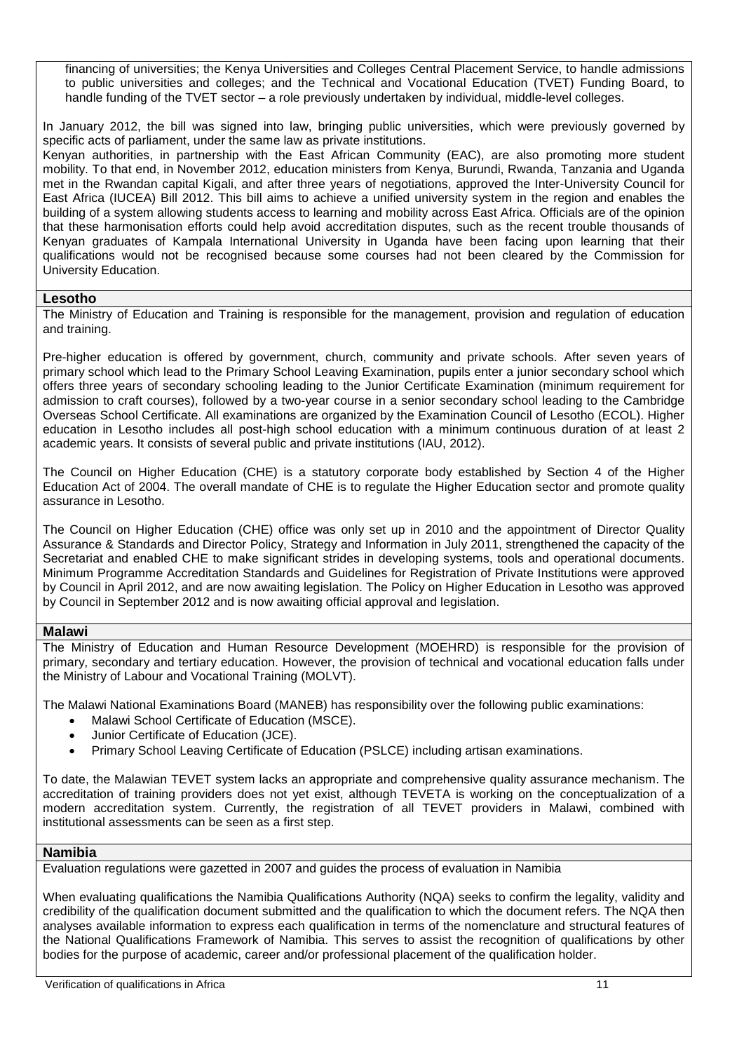financing of universities; the Kenya Universities and Colleges Central Placement Service, to handle admissions to public universities and colleges; and the Technical and Vocational Education (TVET) Funding Board, to handle funding of the TVET sector – a role previously undertaken by individual, middle-level colleges.

In January 2012, the bill was signed into law, bringing public universities, which were previously governed by specific acts of parliament, under the same law as private institutions.

Kenyan authorities, in partnership with the East African Community (EAC), are also promoting more student mobility. To that end, in November 2012, education ministers from Kenya, Burundi, Rwanda, Tanzania and Uganda met in the Rwandan capital Kigali, and after three years of negotiations, approved the Inter-University Council for East Africa (IUCEA) Bill 2012. This bill aims to achieve a unified university system in the region and enables the building of a system allowing students access to learning and mobility across East Africa. Officials are of the opinion that these harmonisation efforts could help avoid accreditation disputes, such as the recent trouble thousands of Kenyan graduates of Kampala International University in Uganda have been facing upon learning that their qualifications would not be recognised because some courses had not been cleared by the Commission for University Education.

## Lesotho

The Ministry of Education and Training is responsible for the management, provision and regulation of education and training.

Pre-higher education is offered by government, church, community and private schools. After seven years of primary school which lead to the Primary School Leaving Examination, pupils enter a junior secondary school which offers three years of secondary schooling leading to the Junior Certificate Examination (minimum requirement for admission to craft courses), followed by a two-year course in a senior secondary school leading to the Cambridge Overseas School Certificate. All examinations are organized by the Examination Council of Lesotho (ECOL). Higher education in Lesotho includes all post-high school education with a minimum continuous duration of at least 2 academic years. It consists of several public and private institutions (IAU, 2012).

The Council on Higher Education (CHE) is a statutory corporate body established by Section 4 of the Higher Education Act of 2004. The overall mandate of CHE is to regulate the Higher Education sector and promote quality assurance in Lesotho.

The Council on Higher Education (CHE) office was only set up in 2010 and the appointment of Director Quality Assurance & Standards and Director Policy, Strategy and Information in July 2011, strengthened the capacity of the Secretariat and enabled CHE to make significant strides in developing systems, tools and operational documents. Minimum Programme Accreditation Standards and Guidelines for Registration of Private Institutions were approved by Council in April 2012, and are now awaiting legislation. The Policy on Higher Education in Lesotho was approved by Council in September 2012 and is now awaiting official approval and legislation.

## Malawi

The Ministry of Education and Human Resource Development (MOEHRD) is responsible for the provision of primary, secondary and tertiary education. However, the provision of technical and vocational education falls under the Ministry of Labour and Vocational Training (MOLVT).

The Malawi National Examinations Board (MANEB) has responsibility over the following public examinations:

- Malawi School Certificate of Education (MSCE).
- Junior Certificate of Education (JCE).
- Primary School Leaving Certificate of Education (PSLCE) including artisan examinations.

To date, the Malawian TEVET system lacks an appropriate and comprehensive quality assurance mechanism. The accreditation of training providers does not yet exist, although TEVETA is working on the conceptualization of a modern accreditation system. Currently, the registration of all TEVET providers in Malawi, combined with institutional assessments can be seen as a first step.

## Namibia

Evaluation regulations were gazetted in 2007 and guides the process of evaluation in Namibia

When evaluating qualifications the Namibia Qualifications Authority (NQA) seeks to confirm the legality, validity and credibility of the qualification document submitted and the qualification to which the document refers. The NQA then analyses available information to express each qualification in terms of the nomenclature and structural features of the National Qualifications Framework of Namibia. This serves to assist the recognition of qualifications by other bodies for the purpose of academic, career and/or professional placement of the qualification holder.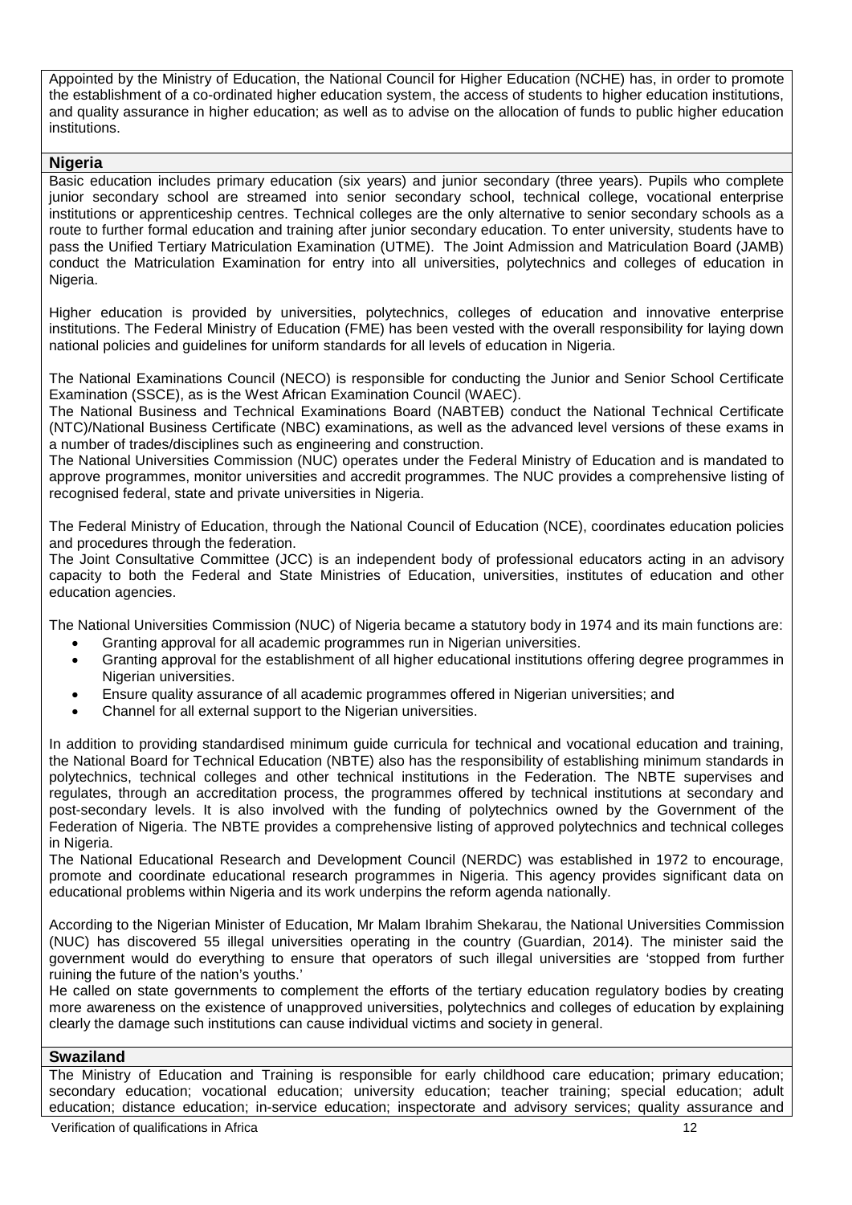Appointed by the Ministry of Education, the National Council for Higher Education (NCHE) has, in order to promote the establishment of a co-ordinated higher education system, the access of students to higher education institutions, and quality assurance in higher education; as well as to advise on the allocation of funds to public higher education institutions.

## Nigeria

Basic education includes primary education (six years) and junior secondary (three years). Pupils who complete junior secondary school are streamed into senior secondary school, technical college, vocational enterprise institutions or apprenticeship centres. Technical colleges are the only alternative to senior secondary schools as a route to further formal education and training after junior secondary education. To enter university, students have to pass the Unified Tertiary Matriculation Examination (UTME). The Joint Admission and Matriculation Board (JAMB) conduct the Matriculation Examination for entry into all universities, polytechnics and colleges of education in Nigeria.

Higher education is provided by universities, polytechnics, colleges of education and innovative enterprise institutions. The Federal Ministry of Education (FME) has been vested with the overall responsibility for laying down national policies and guidelines for uniform standards for all levels of education in Nigeria.

The National Examinations Council (NECO) is responsible for conducting the Junior and Senior School Certificate Examination (SSCE), as is the West African Examination Council (WAEC).
The National Business and Technical Examinations Board (NABTEB) conduct the National Technical Certificate (NTC)/National Business Certificate (NBC) examinations, as well as the advanced level versions of these exams in a number of trades/disciplines such as engineering and construction.
The National Universities Commission (NUC) operates under the Federal Ministry of Education and is mandated to approve programmes, monitor universities and accredit programmes. The NUC provides a comprehensive listing of recognised federal, state and private universities in Nigeria.

The Federal Ministry of Education, through the National Council of Education (NCE), coordinates education policies and procedures through the federation.
The Joint Consultative Committee (JCC) is an independent body of professional educators acting in an advisory capacity to both the Federal and State Ministries of Education, universities, institutes of education and other education agencies.

The National Universities Commission (NUC) of Nigeria became a statutory body in 1974 and its main functions are:

- Granting approval for all academic programmes run in Nigerian universities.
- Granting approval for the establishment of all higher educational institutions offering degree programmes in Nigerian universities.
- Ensure quality assurance of all academic programmes offered in Nigerian universities; and
- Channel for all external support to the Nigerian universities.

In addition to providing standardised minimum guide curricula for technical and vocational education and training, the National Board for Technical Education (NBTE) also has the responsibility of establishing minimum standards in polytechnics, technical colleges and other technical institutions in the Federation. The NBTE supervises and regulates, through an accreditation process, the programmes offered by technical institutions at secondary and post-secondary levels. It is also involved with the funding of polytechnics owned by the Government of the Federation of Nigeria. The NBTE provides a comprehensive listing of approved polytechnics and technical colleges in Nigeria.
The National Educational Research and Development Council (NERDC) was established in 1972 to encourage, promote and coordinate educational research programmes in Nigeria. This agency provides significant data on educational problems within Nigeria and its work underpins the reform agenda nationally.

According to the Nigerian Minister of Education, Mr Malam Ibrahim Shekarau, the National Universities Commission (NUC) has discovered 55 illegal universities operating in the country (Guardian, 2014). The minister said the government would do everything to ensure that operators of such illegal universities are 'stopped from further ruining the future of the nation's youths.'
He called on state governments to complement the efforts of the tertiary education regulatory bodies by creating more awareness on the existence of unapproved universities, polytechnics and colleges of education by explaining clearly the damage such institutions can cause individual victims and society in general.

## Swaziland

The Ministry of Education and Training is responsible for early childhood care education; primary education; secondary education; vocational education; university education; teacher training; special education; adult education; distance education; in-service education; inspectorate and advisory services; quality assurance and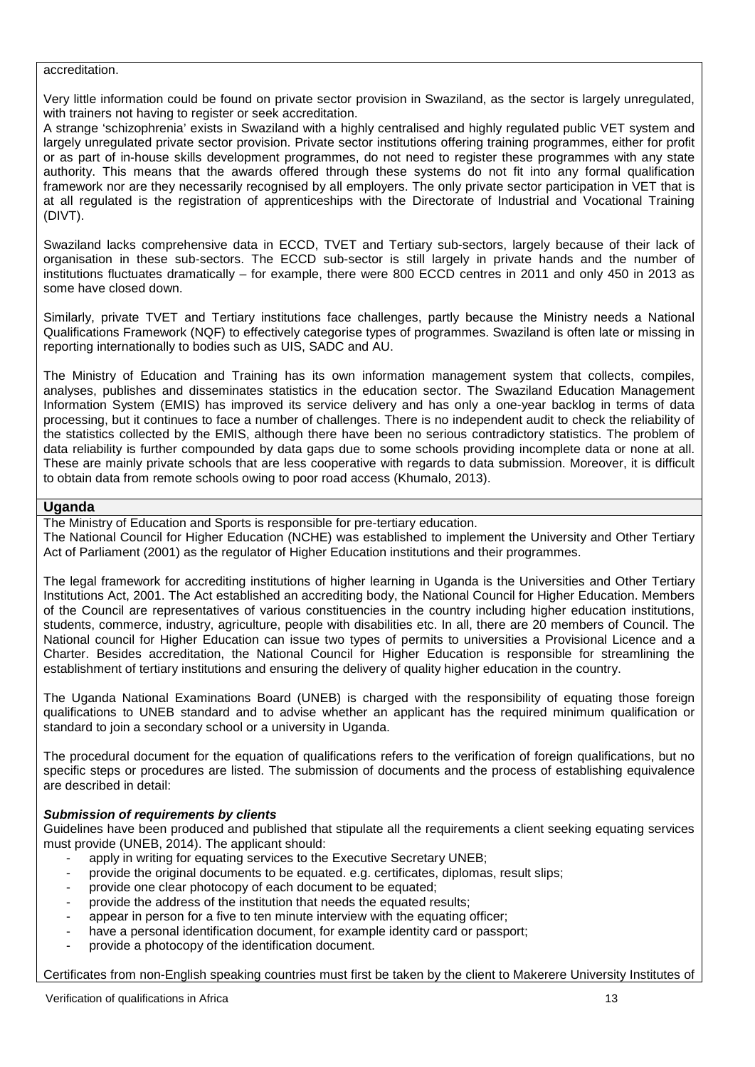accreditation.

Very little information could be found on private sector provision in Swaziland, as the sector is largely unregulated, with trainers not having to register or seek accreditation.

A strange 'schizophrenia' exists in Swaziland with a highly centralised and highly regulated public VET system and largely unregulated private sector provision. Private sector institutions offering training programmes, either for profit or as part of in-house skills development programmes, do not need to register these programmes with any state authority. This means that the awards offered through these systems do not fit into any formal qualification framework nor are they necessarily recognised by all employers. The only private sector participation in VET that is at all regulated is the registration of apprenticeships with the Directorate of Industrial and Vocational Training (DIVT).

Swaziland lacks comprehensive data in ECCD, TVET and Tertiary sub-sectors, largely because of their lack of organisation in these sub-sectors. The ECCD sub-sector is still largely in private hands and the number of institutions fluctuates dramatically – for example, there were 800 ECCD centres in 2011 and only 450 in 2013 as some have closed down.

Similarly, private TVET and Tertiary institutions face challenges, partly because the Ministry needs a National Qualifications Framework (NQF) to effectively categorise types of programmes. Swaziland is often late or missing in reporting internationally to bodies such as UIS, SADC and AU.

The Ministry of Education and Training has its own information management system that collects, compiles, analyses, publishes and disseminates statistics in the education sector. The Swaziland Education Management Information System (EMIS) has improved its service delivery and has only a one-year backlog in terms of data processing, but it continues to face a number of challenges. There is no independent audit to check the reliability of the statistics collected by the EMIS, although there have been no serious contradictory statistics. The problem of data reliability is further compounded by data gaps due to some schools providing incomplete data or none at all. These are mainly private schools that are less cooperative with regards to data submission. Moreover, it is difficult to obtain data from remote schools owing to poor road access (Khumalo, 2013).

## Uganda

The Ministry of Education and Sports is responsible for pre-tertiary education.

The National Council for Higher Education (NCHE) was established to implement the University and Other Tertiary Act of Parliament (2001) as the regulator of Higher Education institutions and their programmes.

The legal framework for accrediting institutions of higher learning in Uganda is the Universities and Other Tertiary Institutions Act, 2001. The Act established an accrediting body, the National Council for Higher Education. Members of the Council are representatives of various constituencies in the country including higher education institutions, students, commerce, industry, agriculture, people with disabilities etc. In all, there are 20 members of Council. The National council for Higher Education can issue two types of permits to universities a Provisional Licence and a Charter. Besides accreditation, the National Council for Higher Education is responsible for streamlining the establishment of tertiary institutions and ensuring the delivery of quality higher education in the country.

The Uganda National Examinations Board (UNEB) is charged with the responsibility of equating those foreign qualifications to UNEB standard and to advise whether an applicant has the required minimum qualification or standard to join a secondary school or a university in Uganda.

The procedural document for the equation of qualifications refers to the verification of foreign qualifications, but no specific steps or procedures are listed. The submission of documents and the process of establishing equivalence are described in detail:

***Submission of requirements by clients***

Guidelines have been produced and published that stipulate all the requirements a client seeking equating services must provide (UNEB, 2014). The applicant should:

- apply in writing for equating services to the Executive Secretary UNEB;
- provide the original documents to be equated. e.g. certificates, diplomas, result slips;
- provide one clear photocopy of each document to be equated;
- provide the address of the institution that needs the equated results;
- appear in person for a five to ten minute interview with the equating officer;
- have a personal identification document, for example identity card or passport;
- provide a photocopy of the identification document.

Certificates from non-English speaking countries must first be taken by the client to Makerere University Institutes of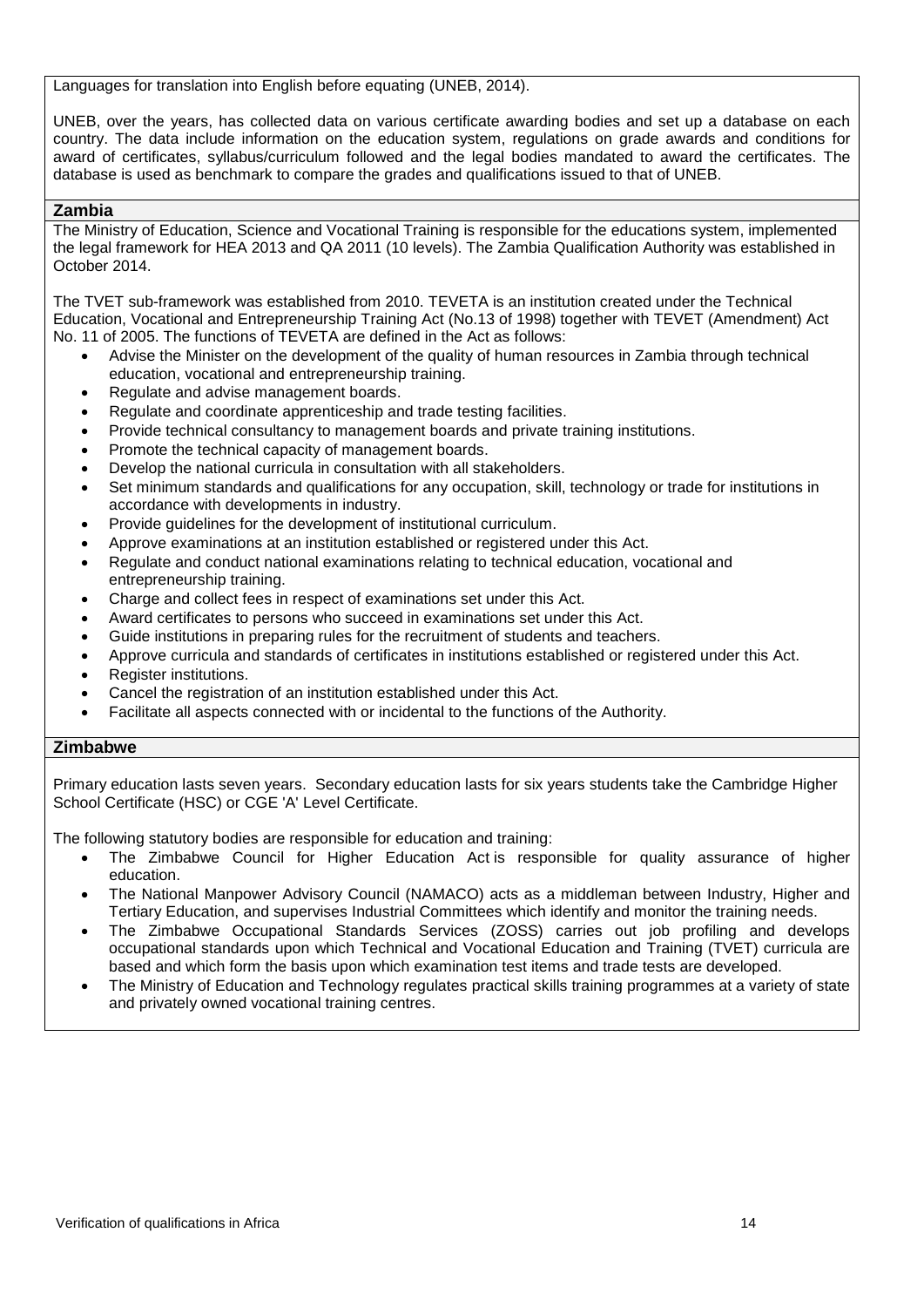Languages for translation into English before equating (UNEB, 2014).

UNEB, over the years, has collected data on various certificate awarding bodies and set up a database on each country. The data include information on the education system, regulations on grade awards and conditions for award of certificates, syllabus/curriculum followed and the legal bodies mandated to award the certificates. The database is used as benchmark to compare the grades and qualifications issued to that of UNEB.

**Zambia**

The Ministry of Education, Science and Vocational Training is responsible for the educations system, implemented the legal framework for HEA 2013 and QA 2011 (10 levels). The Zambia Qualification Authority was established in October 2014.

The TVET sub-framework was established from 2010. TEVETA is an institution created under the Technical Education, Vocational and Entrepreneurship Training Act (No.13 of 1998) together with TEVET (Amendment) Act No. 11 of 2005. The functions of TEVETA are defined in the Act as follows:

- Advise the Minister on the development of the quality of human resources in Zambia through technical education, vocational and entrepreneurship training.
- Regulate and advise management boards.
- Regulate and coordinate apprenticeship and trade testing facilities.
- Provide technical consultancy to management boards and private training institutions.
- Promote the technical capacity of management boards.
- Develop the national curricula in consultation with all stakeholders.
- Set minimum standards and qualifications for any occupation, skill, technology or trade for institutions in accordance with developments in industry.
- Provide guidelines for the development of institutional curriculum.
- Approve examinations at an institution established or registered under this Act.
- Regulate and conduct national examinations relating to technical education, vocational and entrepreneurship training.
- Charge and collect fees in respect of examinations set under this Act.
- Award certificates to persons who succeed in examinations set under this Act.
- Guide institutions in preparing rules for the recruitment of students and teachers.
- Approve curricula and standards of certificates in institutions established or registered under this Act.
- Register institutions.
- Cancel the registration of an institution established under this Act.
- Facilitate all aspects connected with or incidental to the functions of the Authority.

**Zimbabwe**

Primary education lasts seven years. Secondary education lasts for six years students take the Cambridge Higher School Certificate (HSC) or CGE 'A' Level Certificate.

The following statutory bodies are responsible for education and training:

- The Zimbabwe Council for Higher Education Act is responsible for quality assurance of higher education.
- The National Manpower Advisory Council (NAMACO) acts as a middleman between Industry, Higher and Tertiary Education, and supervises Industrial Committees which identify and monitor the training needs.
- The Zimbabwe Occupational Standards Services (ZOSS) carries out job profiling and develops occupational standards upon which Technical and Vocational Education and Training (TVET) curricula are based and which form the basis upon which examination test items and trade tests are developed.
- The Ministry of Education and Technology regulates practical skills training programmes at a variety of state and privately owned vocational training centres.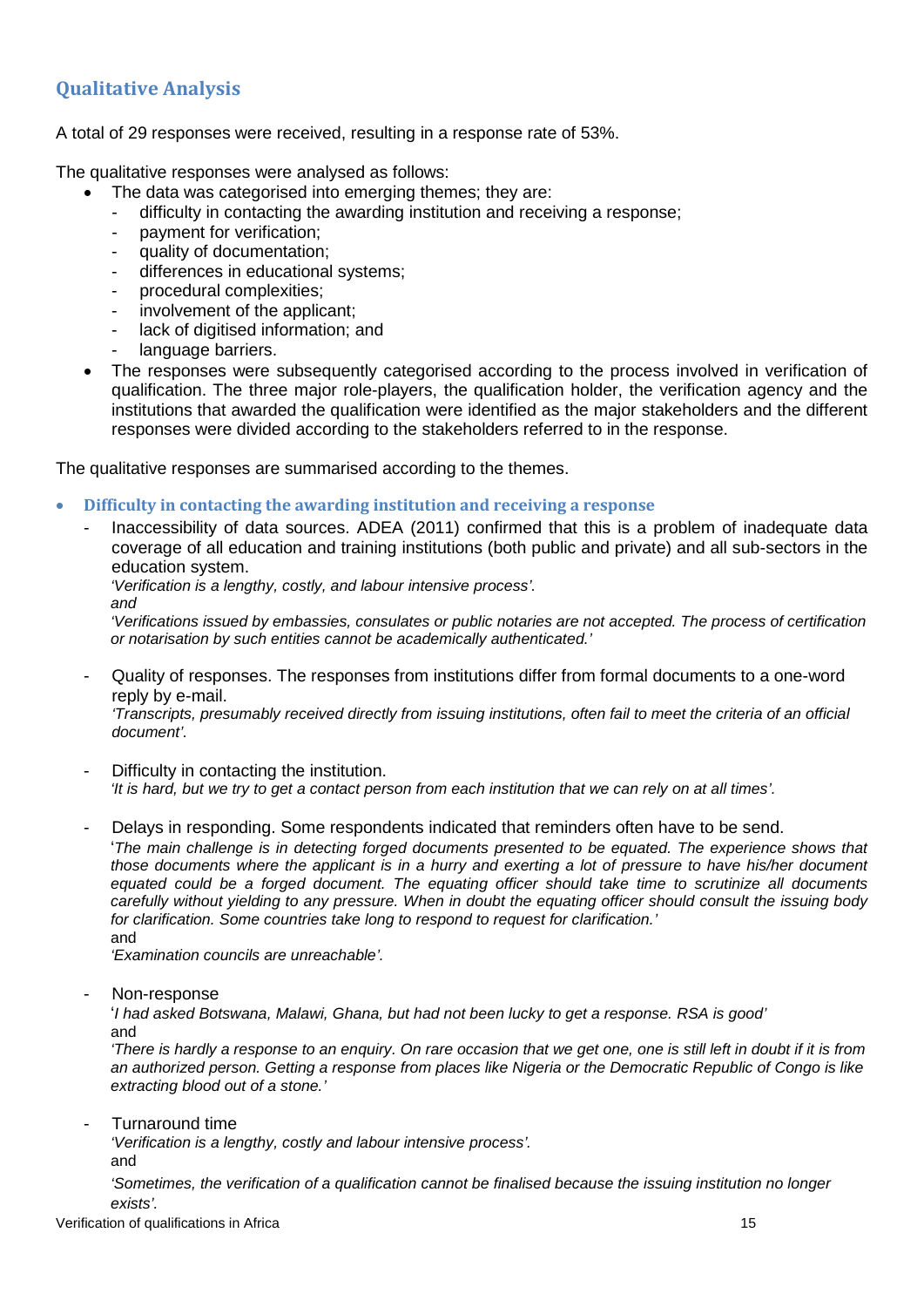## Qualitative Analysis

A total of 29 responses were received, resulting in a response rate of 53%.

The qualitative responses were analysed as follows:

- The data was categorised into emerging themes; they are:
  - difficulty in contacting the awarding institution and receiving a response;
  - payment for verification;
  - quality of documentation;
  - differences in educational systems;
  - procedural complexities;
  - involvement of the applicant;
  - lack of digitised information; and
  - language barriers.
- The responses were subsequently categorised according to the process involved in verification of qualification. The three major role-players, the qualification holder, the verification agency and the institutions that awarded the qualification were identified as the major stakeholders and the different responses were divided according to the stakeholders referred to in the response.

The qualitative responses are summarised according to the themes.

- **Difficulty in contacting the awarding institution and receiving a response**
  - Inaccessibility of data sources. ADEA (2011) confirmed that this is a problem of inadequate data coverage of all education and training institutions (both public and private) and all sub-sectors in the education system.

    *'Verification is a lengthy, costly, and labour intensive process'.*

    *and*

    *'Verifications issued by embassies, consulates or public notaries are not accepted. The process of certification or notarisation by such entities cannot be academically authenticated.'*

  - Quality of responses. The responses from institutions differ from formal documents to a one-word reply by e-mail.

    *'Transcripts, presumably received directly from issuing institutions, often fail to meet the criteria of an official document'.*

  - Difficulty in contacting the institution.

    *'It is hard, but we try to get a contact person from each institution that we can rely on at all times'.*

  - Delays in responding. Some respondents indicated that reminders often have to be send.

    '*The main challenge is in detecting forged documents presented to be equated. The experience shows that those documents where the applicant is in a hurry and exerting a lot of pressure to have his/her document equated could be a forged document. The equating officer should take time to scrutinize all documents carefully without yielding to any pressure. When in doubt the equating officer should consult the issuing body for clarification. Some countries take long to respond to request for clarification.'*

    and

    *'Examination councils are unreachable'.*

  - Non-response

    '*I had asked Botswana, Malawi, Ghana, but had not been lucky to get a response. RSA is good'*

    and

    *'There is hardly a response to an enquiry. On rare occasion that we get one, one is still left in doubt if it is from an authorized person. Getting a response from places like Nigeria or the Democratic Republic of Congo is like extracting blood out of a stone.'*

  - Turnaround time

    *'Verification is a lengthy, costly and labour intensive process'.*

    and

    *'Sometimes, the verification of a qualification cannot be finalised because the issuing institution no longer exists'.*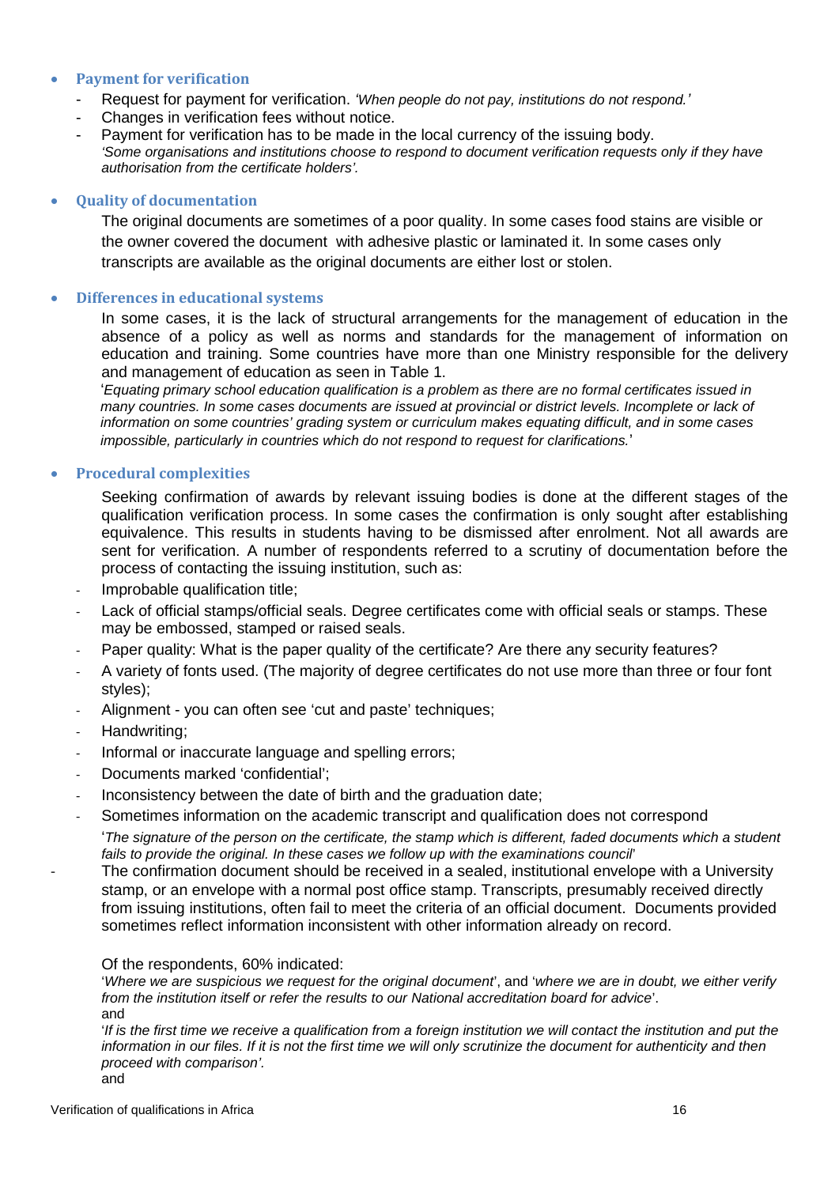- **Payment for verification**
  - Request for payment for verification. *'When people do not pay, institutions do not respond.'*
  - Changes in verification fees without notice.
  - Payment for verification has to be made in the local currency of the issuing body.
    *'Some organisations and institutions choose to respond to document verification requests only if they have authorisation from the certificate holders'.*

- **Quality of documentation**

  The original documents are sometimes of a poor quality. In some cases food stains are visible or the owner covered the document with adhesive plastic or laminated it. In some cases only transcripts are available as the original documents are either lost or stolen.

- **Differences in educational systems**

  In some cases, it is the lack of structural arrangements for the management of education in the absence of a policy as well as norms and standards for the management of information on education and training. Some countries have more than one Ministry responsible for the delivery and management of education as seen in Table 1.

  '*Equating primary school education qualification is a problem as there are no formal certificates issued in many countries. In some cases documents are issued at provincial or district levels. Incomplete or lack of information on some countries' grading system or curriculum makes equating difficult, and in some cases impossible, particularly in countries which do not respond to request for clarifications.*'

- **Procedural complexities**

  Seeking confirmation of awards by relevant issuing bodies is done at the different stages of the qualification verification process. In some cases the confirmation is only sought after establishing equivalence. This results in students having to be dismissed after enrolment. Not all awards are sent for verification. A number of respondents referred to a scrutiny of documentation before the process of contacting the issuing institution, such as:

  - Improbable qualification title;
  - Lack of official stamps/official seals. Degree certificates come with official seals or stamps. These may be embossed, stamped or raised seals.
  - Paper quality: What is the paper quality of the certificate? Are there any security features?
  - A variety of fonts used. (The majority of degree certificates do not use more than three or four font styles);
  - Alignment - you can often see 'cut and paste' techniques;
  - Handwriting;
  - Informal or inaccurate language and spelling errors;
  - Documents marked 'confidential';
  - Inconsistency between the date of birth and the graduation date;
  - Sometimes information on the academic transcript and qualification does not correspond

    '*The signature of the person on the certificate, the stamp which is different, faded documents which a student fails to provide the original. In these cases we follow up with the examinations council*'

  - The confirmation document should be received in a sealed, institutional envelope with a University stamp, or an envelope with a normal post office stamp. Transcripts, presumably received directly from issuing institutions, often fail to meet the criteria of an official document. Documents provided sometimes reflect information inconsistent with other information already on record.

  Of the respondents, 60% indicated:

  '*Where we are suspicious we request for the original document*', and '*where we are in doubt, we either verify from the institution itself or refer the results to our National accreditation board for advice*'.

  and

  '*If is the first time we receive a qualification from a foreign institution we will contact the institution and put the information in our files. If it is not the first time we will only scrutinize the document for authenticity and then proceed with comparison'.*

  and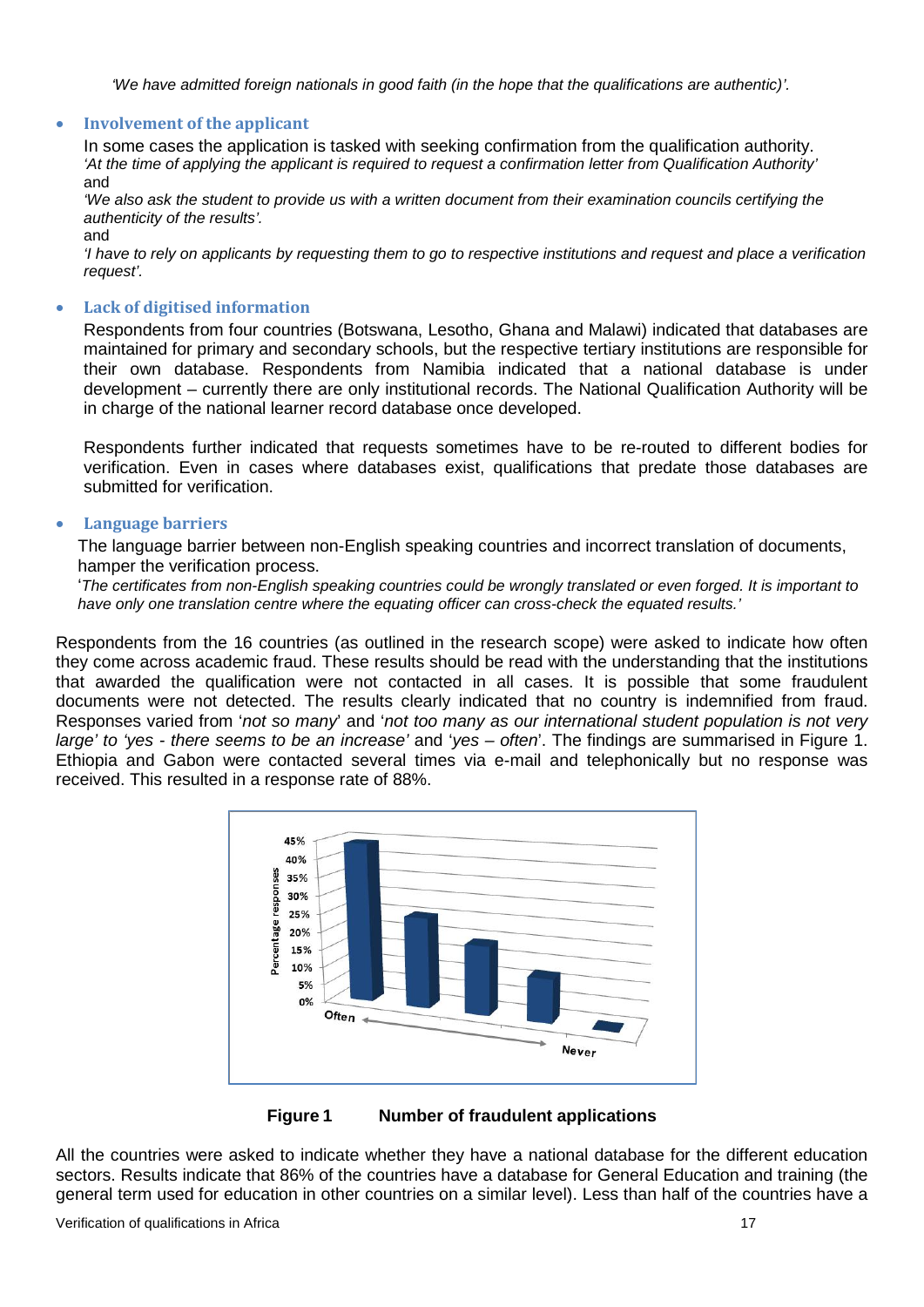*'We have admitted foreign nationals in good faith (in the hope that the qualifications are authentic)'.*

- **Involvement of the applicant**

  In some cases the application is tasked with seeking confirmation from the qualification authority.
  *'At the time of applying the applicant is required to request a confirmation letter from Qualification Authority'*
  and
  *'We also ask the student to provide us with a written document from their examination councils certifying the authenticity of the results'.*
  and
  *'I have to rely on applicants by requesting them to go to respective institutions and request and place a verification request'.*

- **Lack of digitised information**

  Respondents from four countries (Botswana, Lesotho, Ghana and Malawi) indicated that databases are maintained for primary and secondary schools, but the respective tertiary institutions are responsible for their own database. Respondents from Namibia indicated that a national database is under development – currently there are only institutional records. The National Qualification Authority will be in charge of the national learner record database once developed.

  Respondents further indicated that requests sometimes have to be re-routed to different bodies for verification. Even in cases where databases exist, qualifications that predate those databases are submitted for verification.

- **Language barriers**

  The language barrier between non-English speaking countries and incorrect translation of documents, hamper the verification process.
  '*The certificates from non-English speaking countries could be wrongly translated or even forged. It is important to have only one translation centre where the equating officer can cross-check the equated results.'*

Respondents from the 16 countries (as outlined in the research scope) were asked to indicate how often they come across academic fraud. These results should be read with the understanding that the institutions that awarded the qualification were not contacted in all cases. It is possible that some fraudulent documents were not detected. The results clearly indicated that no country is indemnified from fraud. Responses varied from '*not so many*' and '*not too many as our international student population is not very large' to 'yes - there seems to be an increase'* and '*yes – often*'. The findings are summarised in Figure 1. Ethiopia and Gabon were contacted several times via e-mail and telephonically but no response was received. This resulted in a response rate of 88%.

**Figure 1 Number of fraudulent applications**

All the countries were asked to indicate whether they have a national database for the different education sectors. Results indicate that 86% of the countries have a database for General Education and training (the general term used for education in other countries on a similar level). Less than half of the countries have a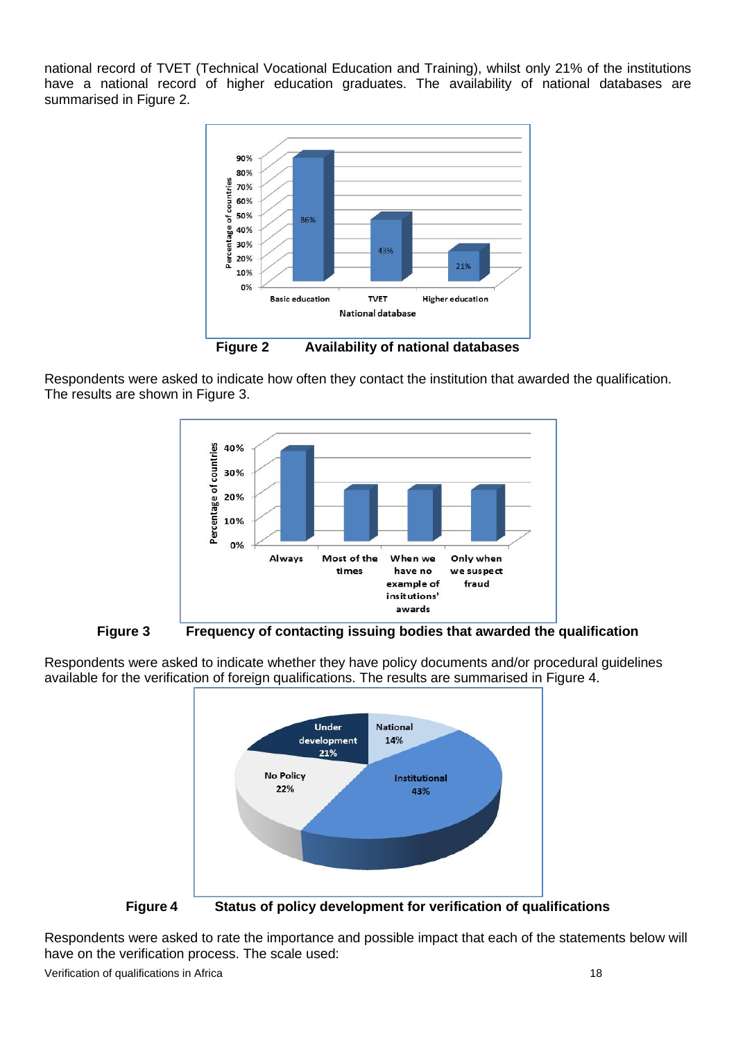national record of TVET (Technical Vocational Education and Training), whilst only 21% of the institutions have a national record of higher education graduates. The availability of national databases are summarised in Figure 2.

**Figure 2 Availability of national databases**

Respondents were asked to indicate how often they contact the institution that awarded the qualification. The results are shown in Figure 3.

**Figure 3 Frequency of contacting issuing bodies that awarded the qualification**

Respondents were asked to indicate whether they have policy documents and/or procedural guidelines available for the verification of foreign qualifications. The results are summarised in Figure 4.

**Figure 4 Status of policy development for verification of qualifications**

Respondents were asked to rate the importance and possible impact that each of the statements below will have on the verification process. The scale used: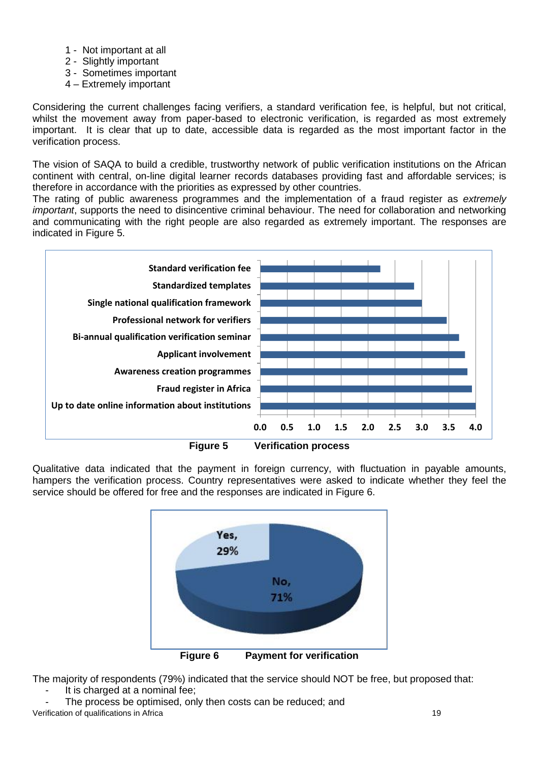1 - Not important at all
2 - Slightly important
3 - Sometimes important
4 – Extremely important

Considering the current challenges facing verifiers, a standard verification fee, is helpful, but not critical, whilst the movement away from paper-based to electronic verification, is regarded as most extremely important. It is clear that up to date, accessible data is regarded as the most important factor in the verification process.

The vision of SAQA to build a credible, trustworthy network of public verification institutions on the African continent with central, on-line digital learner records databases providing fast and affordable services; is therefore in accordance with the priorities as expressed by other countries.
The rating of public awareness programmes and the implementation of a fraud register as *extremely important*, supports the need to disincentive criminal behaviour. The need for collaboration and networking and communicating with the right people are also regarded as extremely important. The responses are indicated in Figure 5.

**Figure 5 Verification process**

Qualitative data indicated that the payment in foreign currency, with fluctuation in payable amounts, hampers the verification process. Country representatives were asked to indicate whether they feel the service should be offered for free and the responses are indicated in Figure 6.

**Figure 6 Payment for verification**

The majority of respondents (79%) indicated that the service should NOT be free, but proposed that:

- It is charged at a nominal fee;
- The process be optimised, only then costs can be reduced; and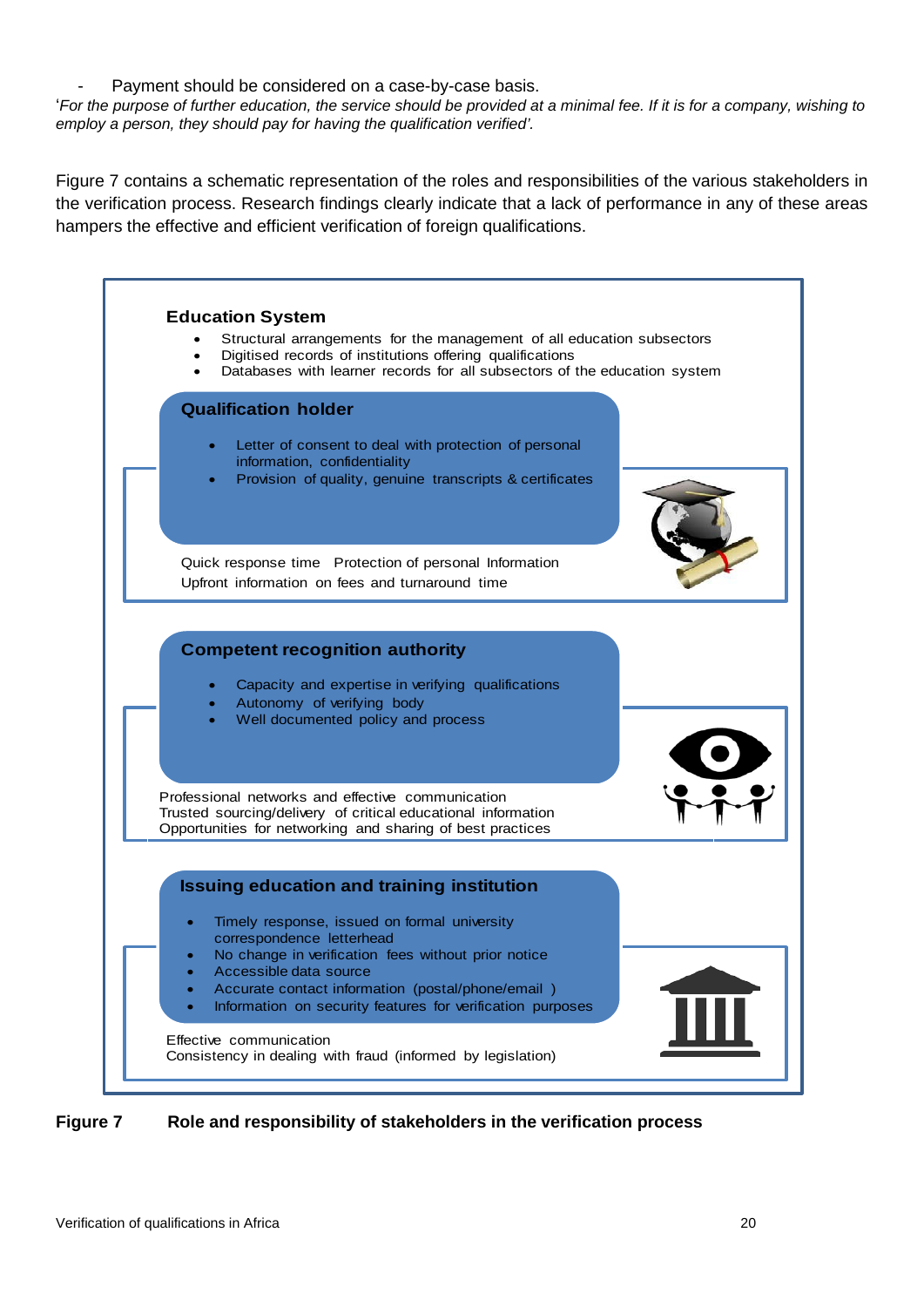- Payment should be considered on a case-by-case basis.

'*For the purpose of further education, the service should be provided at a minimal fee. If it is for a company, wishing to employ a person, they should pay for having the qualification verified'.*

Figure 7 contains a schematic representation of the roles and responsibilities of the various stakeholders in the verification process. Research findings clearly indicate that a lack of performance in any of these areas hampers the effective and efficient verification of foreign qualifications.

**Education System**

- Structural arrangements for the management of all education subsectors
- Digitised records of institutions offering qualifications
- Databases with learner records for all subsectors of the education system

**Qualification holder**

- Letter of consent to deal with protection of personal information, confidentiality
- Provision of quality, genuine transcripts & certificates

Quick response time Protection of personal Information
Upfront information on fees and turnaround time

**Competent recognition authority**

- Capacity and expertise in verifying qualifications
- Autonomy of verifying body
- Well documented policy and process

Professional networks and effective communication
Trusted sourcing/delivery of critical educational information
Opportunities for networking and sharing of best practices

**Issuing education and training institution**

- Timely response, issued on formal university correspondence letterhead
- No change in verification fees without prior notice
- Accessible data source
- Accurate contact information (postal/phone/email )
- Information on security features for verification purposes

Effective communication
Consistency in dealing with fraud (informed by legislation)

**Figure 7 Role and responsibility of stakeholders in the verification process**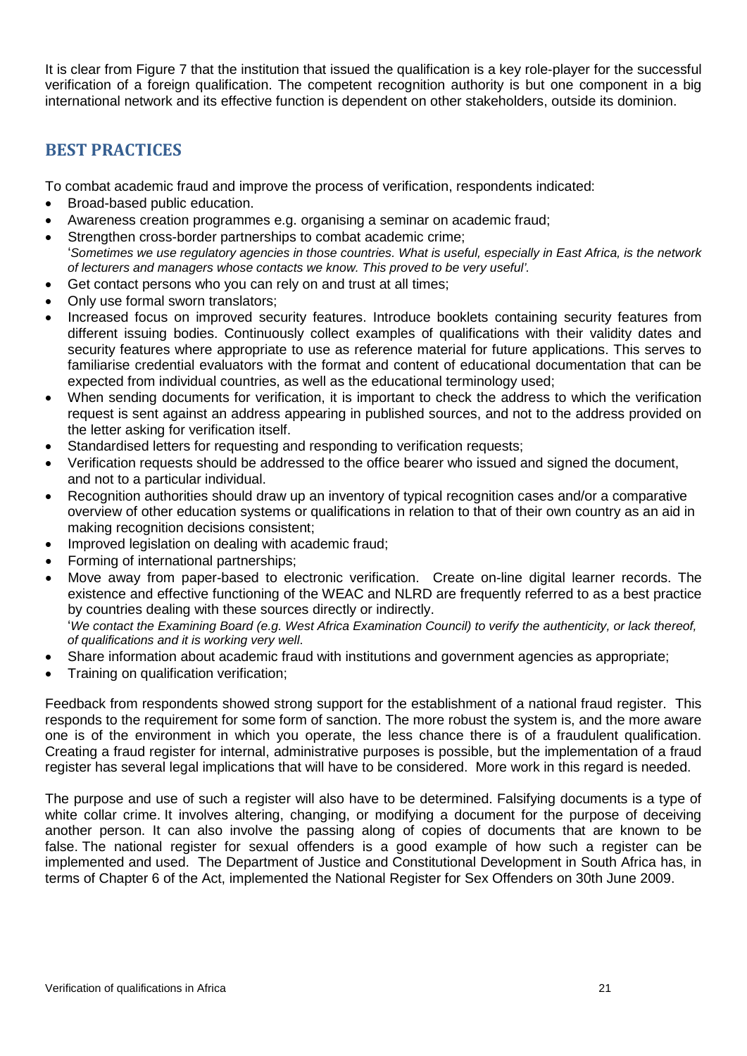It is clear from Figure 7 that the institution that issued the qualification is a key role-player for the successful verification of a foreign qualification. The competent recognition authority is but one component in a big international network and its effective function is dependent on other stakeholders, outside its dominion.

## BEST PRACTICES

To combat academic fraud and improve the process of verification, respondents indicated:

- Broad-based public education.
- Awareness creation programmes e.g. organising a seminar on academic fraud;
- Strengthen cross-border partnerships to combat academic crime;
  '*Sometimes we use regulatory agencies in those countries. What is useful, especially in East Africa, is the network of lecturers and managers whose contacts we know. This proved to be very useful'.*
- Get contact persons who you can rely on and trust at all times;
- Only use formal sworn translators;
- Increased focus on improved security features. Introduce booklets containing security features from different issuing bodies. Continuously collect examples of qualifications with their validity dates and security features where appropriate to use as reference material for future applications. This serves to familiarise credential evaluators with the format and content of educational documentation that can be expected from individual countries, as well as the educational terminology used;
- When sending documents for verification, it is important to check the address to which the verification request is sent against an address appearing in published sources, and not to the address provided on the letter asking for verification itself.
- Standardised letters for requesting and responding to verification requests;
- Verification requests should be addressed to the office bearer who issued and signed the document, and not to a particular individual.
- Recognition authorities should draw up an inventory of typical recognition cases and/or a comparative overview of other education systems or qualifications in relation to that of their own country as an aid in making recognition decisions consistent;
- Improved legislation on dealing with academic fraud;
- Forming of international partnerships;
- Move away from paper-based to electronic verification. Create on-line digital learner records. The existence and effective functioning of the WEAC and NLRD are frequently referred to as a best practice by countries dealing with these sources directly or indirectly.
  '*We contact the Examining Board (e.g. West Africa Examination Council) to verify the authenticity, or lack thereof, of qualifications and it is working very well*.
- Share information about academic fraud with institutions and government agencies as appropriate;
- Training on qualification verification;

Feedback from respondents showed strong support for the establishment of a national fraud register. This responds to the requirement for some form of sanction. The more robust the system is, and the more aware one is of the environment in which you operate, the less chance there is of a fraudulent qualification. Creating a fraud register for internal, administrative purposes is possible, but the implementation of a fraud register has several legal implications that will have to be considered. More work in this regard is needed.

The purpose and use of such a register will also have to be determined. Falsifying documents is a type of white collar crime. It involves altering, changing, or modifying a document for the purpose of deceiving another person. It can also involve the passing along of copies of documents that are known to be false. The national register for sexual offenders is a good example of how such a register can be implemented and used. The Department of Justice and Constitutional Development in South Africa has, in terms of Chapter 6 of the Act, implemented the National Register for Sex Offenders on 30th June 2009.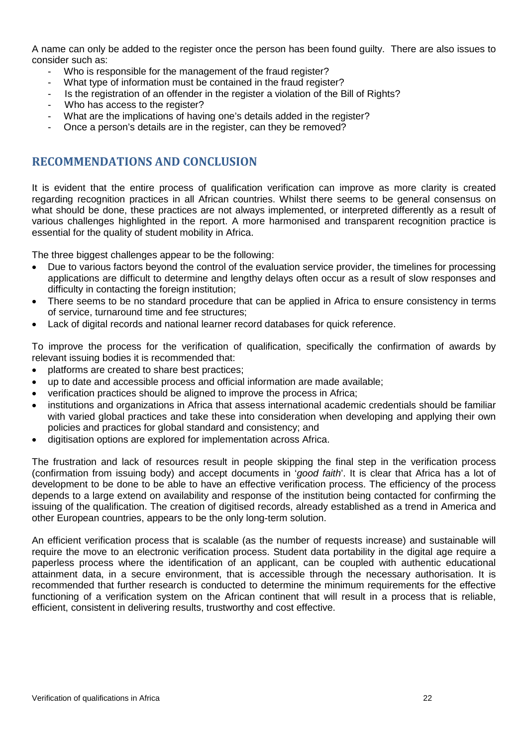A name can only be added to the register once the person has been found guilty. There are also issues to consider such as:

- Who is responsible for the management of the fraud register?
- What type of information must be contained in the fraud register?
- Is the registration of an offender in the register a violation of the Bill of Rights?
- Who has access to the register?
- What are the implications of having one's details added in the register?
- Once a person's details are in the register, can they be removed?

## RECOMMENDATIONS AND CONCLUSION

It is evident that the entire process of qualification verification can improve as more clarity is created regarding recognition practices in all African countries. Whilst there seems to be general consensus on what should be done, these practices are not always implemented, or interpreted differently as a result of various challenges highlighted in the report. A more harmonised and transparent recognition practice is essential for the quality of student mobility in Africa.

The three biggest challenges appear to be the following:

- Due to various factors beyond the control of the evaluation service provider, the timelines for processing applications are difficult to determine and lengthy delays often occur as a result of slow responses and difficulty in contacting the foreign institution;
- There seems to be no standard procedure that can be applied in Africa to ensure consistency in terms of service, turnaround time and fee structures;
- Lack of digital records and national learner record databases for quick reference.

To improve the process for the verification of qualification, specifically the confirmation of awards by relevant issuing bodies it is recommended that:

- platforms are created to share best practices;
- up to date and accessible process and official information are made available;
- verification practices should be aligned to improve the process in Africa;
- institutions and organizations in Africa that assess international academic credentials should be familiar with varied global practices and take these into consideration when developing and applying their own policies and practices for global standard and consistency; and
- digitisation options are explored for implementation across Africa.

The frustration and lack of resources result in people skipping the final step in the verification process (confirmation from issuing body) and accept documents in '*good faith*'. It is clear that Africa has a lot of development to be done to be able to have an effective verification process. The efficiency of the process depends to a large extend on availability and response of the institution being contacted for confirming the issuing of the qualification. The creation of digitised records, already established as a trend in America and other European countries, appears to be the only long-term solution.

An efficient verification process that is scalable (as the number of requests increase) and sustainable will require the move to an electronic verification process. Student data portability in the digital age require a paperless process where the identification of an applicant, can be coupled with authentic educational attainment data, in a secure environment, that is accessible through the necessary authorisation. It is recommended that further research is conducted to determine the minimum requirements for the effective functioning of a verification system on the African continent that will result in a process that is reliable, efficient, consistent in delivering results, trustworthy and cost effective.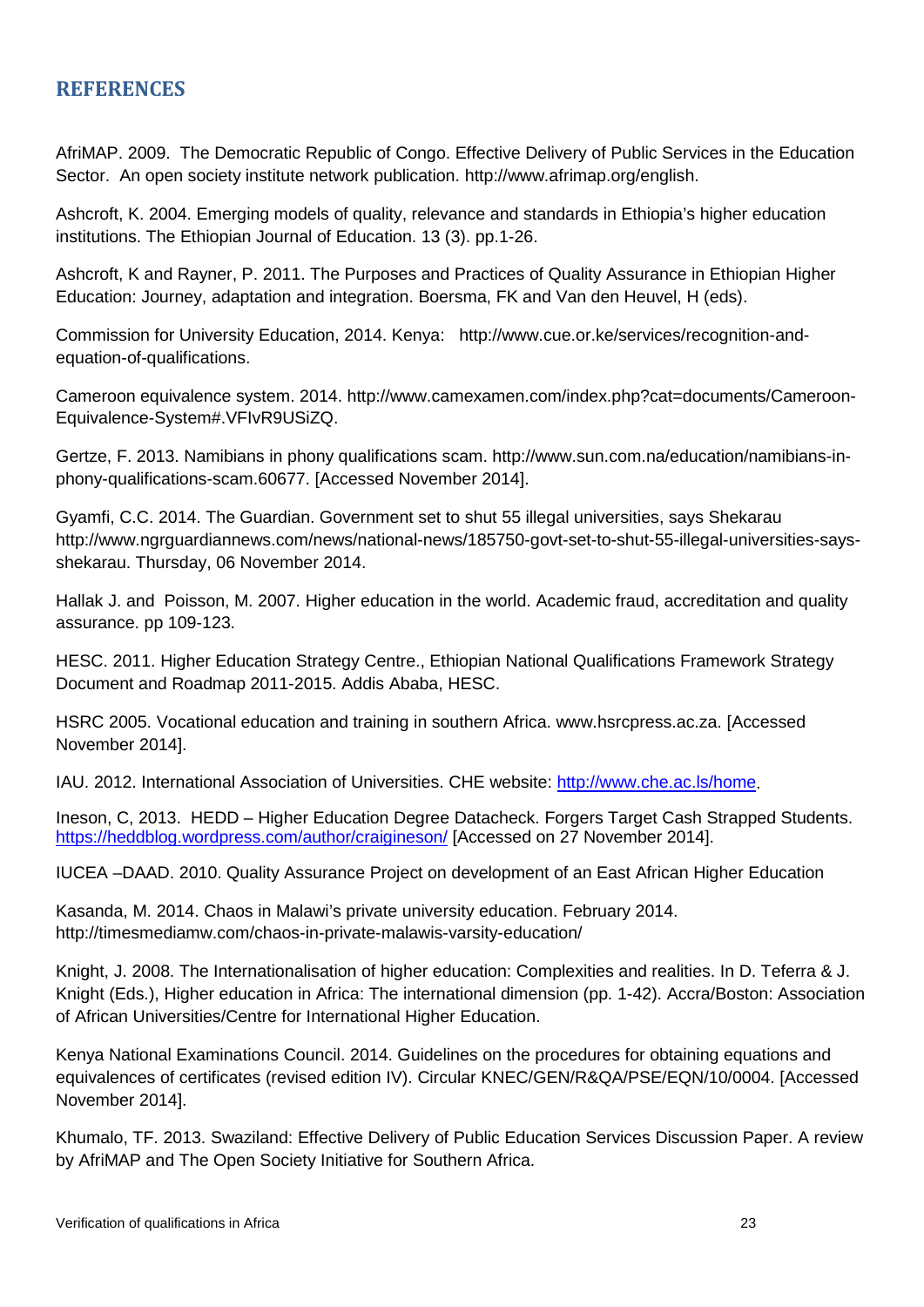## REFERENCES

AfriMAP. 2009. The Democratic Republic of Congo. Effective Delivery of Public Services in the Education Sector. An open society institute network publication. http://www.afrimap.org/english.

Ashcroft, K. 2004. Emerging models of quality, relevance and standards in Ethiopia's higher education institutions. The Ethiopian Journal of Education. 13 (3). pp.1-26.

Ashcroft, K and Rayner, P. 2011. The Purposes and Practices of Quality Assurance in Ethiopian Higher Education: Journey, adaptation and integration. Boersma, FK and Van den Heuvel, H (eds).

Commission for University Education, 2014. Kenya: http://www.cue.or.ke/services/recognition-and-equation-of-qualifications.

Cameroon equivalence system. 2014. http://www.camexamen.com/index.php?cat=documents/Cameroon-Equivalence-System#.VFIvR9USiZQ.

Gertze, F. 2013. Namibians in phony qualifications scam. http://www.sun.com.na/education/namibians-in-phony-qualifications-scam.60677. [Accessed November 2014].

Gyamfi, C.C. 2014. The Guardian. Government set to shut 55 illegal universities, says Shekarau http://www.ngrguardiannews.com/news/national-news/185750-govt-set-to-shut-55-illegal-universities-says-shekarau. Thursday, 06 November 2014.

Hallak J. and Poisson, M. 2007. Higher education in the world. Academic fraud, accreditation and quality assurance. pp 109-123.

HESC. 2011. Higher Education Strategy Centre., Ethiopian National Qualifications Framework Strategy Document and Roadmap 2011-2015. Addis Ababa, HESC.

HSRC 2005. Vocational education and training in southern Africa. www.hsrcpress.ac.za. [Accessed November 2014].

IAU. 2012. International Association of Universities. CHE website: http://www.che.ac.ls/home.

Ineson, C, 2013. HEDD – Higher Education Degree Datacheck. Forgers Target Cash Strapped Students. https://heddblog.wordpress.com/author/craigineson/ [Accessed on 27 November 2014].

IUCEA –DAAD. 2010. Quality Assurance Project on development of an East African Higher Education

Kasanda, M. 2014. Chaos in Malawi's private university education. February 2014. http://timesmediamw.com/chaos-in-private-malawis-varsity-education/

Knight, J. 2008. The Internationalisation of higher education: Complexities and realities. In D. Teferra & J. Knight (Eds.), Higher education in Africa: The international dimension (pp. 1-42). Accra/Boston: Association of African Universities/Centre for International Higher Education.

Kenya National Examinations Council. 2014. Guidelines on the procedures for obtaining equations and equivalences of certificates (revised edition IV). Circular KNEC/GEN/R&QA/PSE/EQN/10/0004. [Accessed November 2014].

Khumalo, TF. 2013. Swaziland: Effective Delivery of Public Education Services Discussion Paper. A review by AfriMAP and The Open Society Initiative for Southern Africa.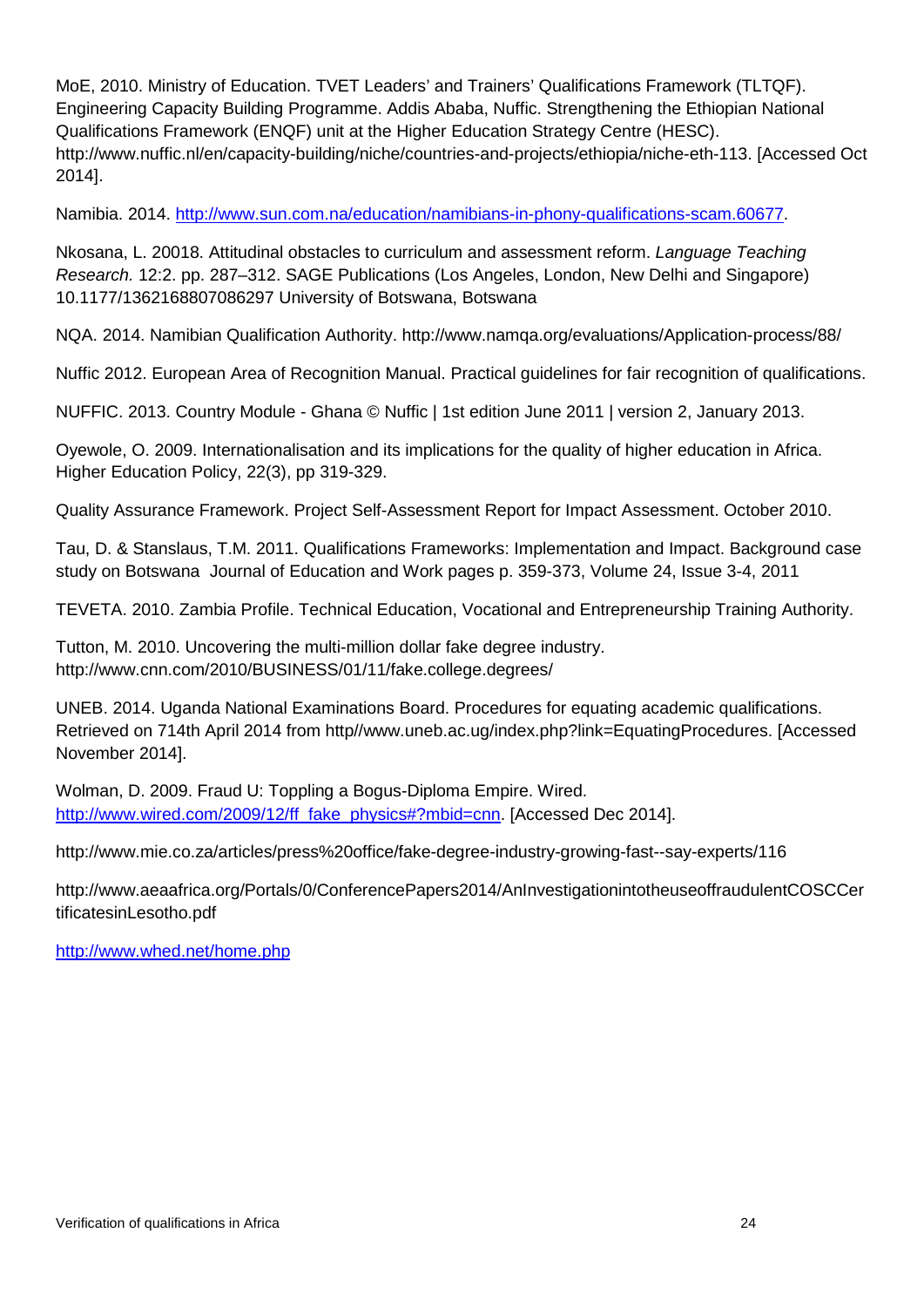MoE, 2010. Ministry of Education. TVET Leaders' and Trainers' Qualifications Framework (TLTQF). Engineering Capacity Building Programme. Addis Ababa, Nuffic. Strengthening the Ethiopian National Qualifications Framework (ENQF) unit at the Higher Education Strategy Centre (HESC). http://www.nuffic.nl/en/capacity-building/niche/countries-and-projects/ethiopia/niche-eth-113. [Accessed Oct 2014].

Namibia. 2014. http://www.sun.com.na/education/namibians-in-phony-qualifications-scam.60677.

Nkosana, L. 20018. Attitudinal obstacles to curriculum and assessment reform. *Language Teaching Research.* 12:2. pp. 287–312. SAGE Publications (Los Angeles, London, New Delhi and Singapore) 10.1177/1362168807086297 University of Botswana, Botswana

NQA. 2014. Namibian Qualification Authority. http://www.namqa.org/evaluations/Application-process/88/

Nuffic 2012. European Area of Recognition Manual. Practical guidelines for fair recognition of qualifications.

NUFFIC. 2013. Country Module - Ghana © Nuffic | 1st edition June 2011 | version 2, January 2013.

Oyewole, O. 2009. Internationalisation and its implications for the quality of higher education in Africa. Higher Education Policy, 22(3), pp 319-329.

Quality Assurance Framework. Project Self-Assessment Report for Impact Assessment. October 2010.

Tau, D. & Stanslaus, T.M. 2011. Qualifications Frameworks: Implementation and Impact. Background case study on Botswana Journal of Education and Work pages p. 359-373, Volume 24, Issue 3-4, 2011

TEVETA. 2010. Zambia Profile. Technical Education, Vocational and Entrepreneurship Training Authority.

Tutton, M. 2010. Uncovering the multi-million dollar fake degree industry. http://www.cnn.com/2010/BUSINESS/01/11/fake.college.degrees/

UNEB. 2014. Uganda National Examinations Board. Procedures for equating academic qualifications. Retrieved on 714th April 2014 from http//www.uneb.ac.ug/index.php?link=EquatingProcedures. [Accessed November 2014].

Wolman, D. 2009. Fraud U: Toppling a Bogus-Diploma Empire. Wired. http://www.wired.com/2009/12/ff_fake_physics#?mbid=cnn. [Accessed Dec 2014].

http://www.mie.co.za/articles/press%20office/fake-degree-industry-growing-fast--say-experts/116

http://www.aeaafrica.org/Portals/0/ConferencePapers2014/AnInvestigationintotheuseoffraudulentCOSCCertificatesinLesotho.pdf

http://www.whed.net/home.php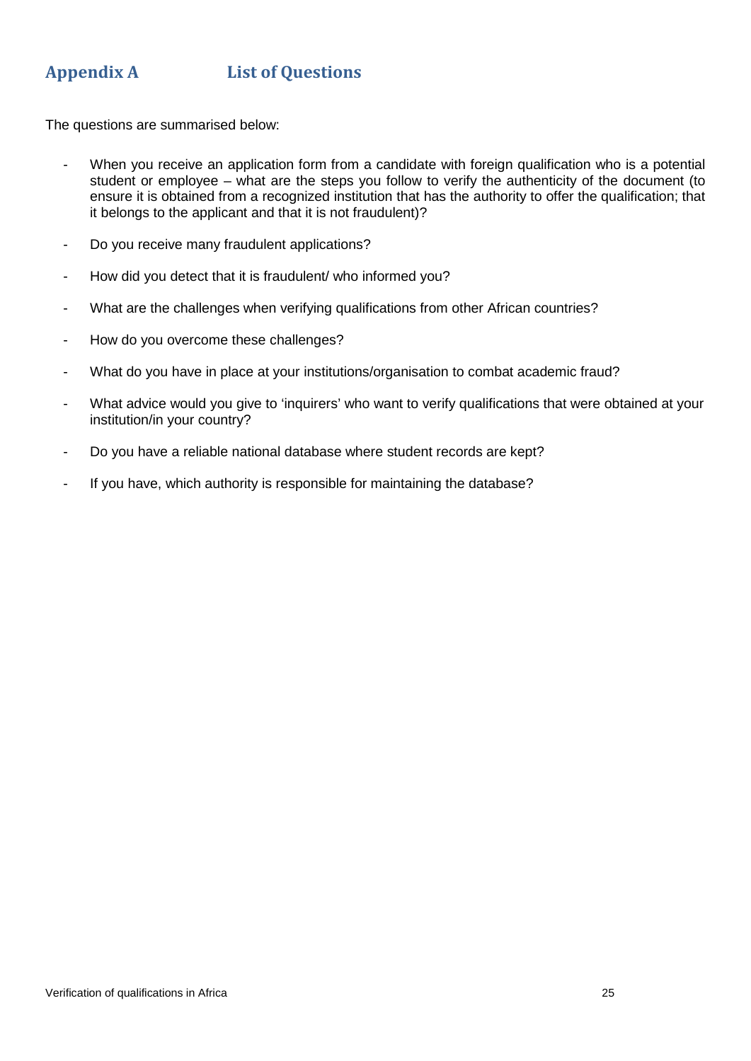## Appendix A List of Questions

The questions are summarised below:

- When you receive an application form from a candidate with foreign qualification who is a potential student or employee – what are the steps you follow to verify the authenticity of the document (to ensure it is obtained from a recognized institution that has the authority to offer the qualification; that it belongs to the applicant and that it is not fraudulent)?
- Do you receive many fraudulent applications?
- How did you detect that it is fraudulent/ who informed you?
- What are the challenges when verifying qualifications from other African countries?
- How do you overcome these challenges?
- What do you have in place at your institutions/organisation to combat academic fraud?
- What advice would you give to 'inquirers' who want to verify qualifications that were obtained at your institution/in your country?
- Do you have a reliable national database where student records are kept?
- If you have, which authority is responsible for maintaining the database?